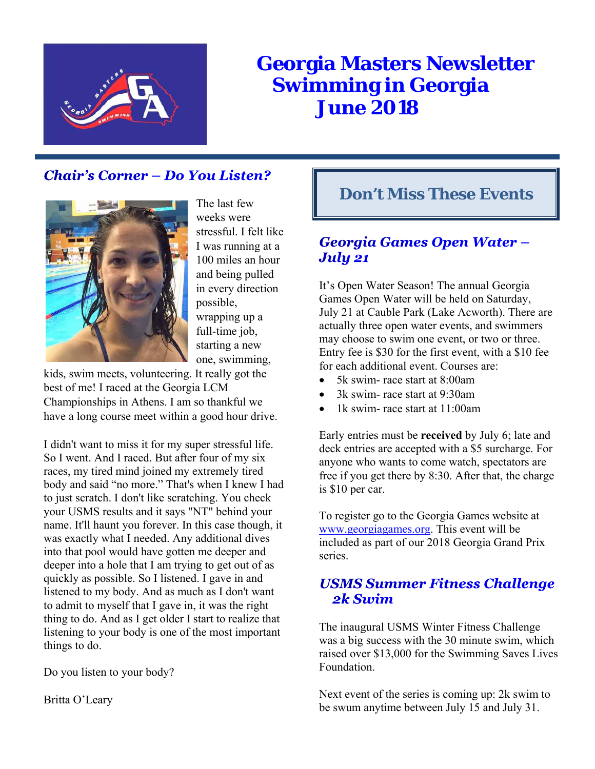# Georgia Masters Newsletter
# Swimming in Georgia
# June 2018

## *Chair's Corner – Do You Listen?*

The last few weeks were stressful. I felt like I was running at a 100 miles an hour and being pulled in every direction possible, wrapping up a full-time job, starting a new one, swimming, kids, swim meets, volunteering. It really got the best of me! I raced at the Georgia LCM Championships in Athens. I am so thankful we have a long course meet within a good hour drive.

I didn't want to miss it for my super stressful life. So I went. And I raced. But after four of my six races, my tired mind joined my extremely tired body and said "no more." That's when I knew I had to just scratch. I don't like scratching. You check your USMS results and it says "NT" behind your name. It'll haunt you forever. In this case though, it was exactly what I needed. Any additional dives into that pool would have gotten me deeper and deeper into a hole that I am trying to get out of as quickly as possible. So I listened. I gave in and listened to my body. And as much as I don't want to admit to myself that I gave in, it was the right thing to do. And as I get older I start to realize that listening to your body is one of the most important things to do.

Do you listen to your body?

Britta O'Leary

## Don't Miss These Events

### *Georgia Games Open Water – July 21*

It's Open Water Season! The annual Georgia Games Open Water will be held on Saturday, July 21 at Cauble Park (Lake Acworth). There are actually three open water events, and swimmers may choose to swim one event, or two or three. Entry fee is $30 for the first event, with a $10 fee for each additional event. Courses are:

- 5k swim- race start at 8:00am
- 3k swim- race start at 9:30am
- 1k swim- race start at 11:00am

Early entries must be **received** by July 6; late and deck entries are accepted with a $5 surcharge. For anyone who wants to come watch, spectators are free if you get there by 8:30. After that, the charge is $10 per car.

To register go to the Georgia Games website at www.georgiagames.org. This event will be included as part of our 2018 Georgia Grand Prix series.

### *USMS Summer Fitness Challenge 2k Swim*

The inaugural USMS Winter Fitness Challenge was a big success with the 30 minute swim, which raised over $13,000 for the Swimming Saves Lives Foundation.

Next event of the series is coming up: 2k swim to be swum anytime between July 15 and July 31.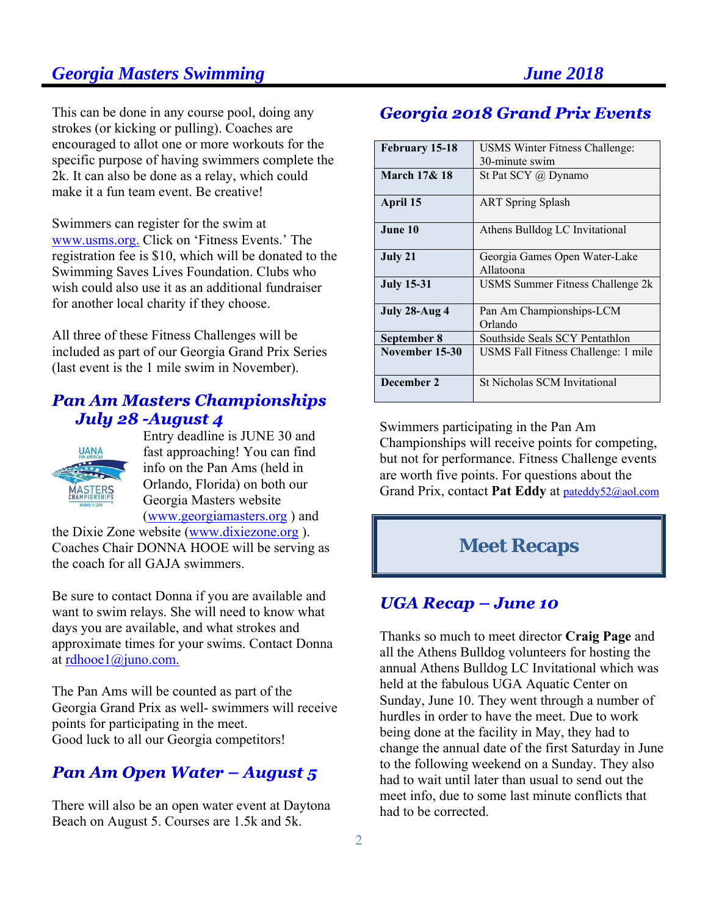This can be done in any course pool, doing any strokes (or kicking or pulling). Coaches are encouraged to allot one or more workouts for the specific purpose of having swimmers complete the 2k. It can also be done as a relay, which could make it a fun team event. Be creative!

Swimmers can register for the swim at www.usms.org. Click on 'Fitness Events.' The registration fee is $10, which will be donated to the Swimming Saves Lives Foundation. Clubs who wish could also use it as an additional fundraiser for another local charity if they choose.

All three of these Fitness Challenges will be included as part of our Georgia Grand Prix Series (last event is the 1 mile swim in November).

## Pan Am Masters Championships July 28 -August 4

Entry deadline is JUNE 30 and fast approaching! You can find info on the Pan Ams (held in Orlando, Florida) on both our Georgia Masters website (www.georgiamasters.org ) and the Dixie Zone website (www.dixiezone.org ). Coaches Chair DONNA HOOE will be serving as the coach for all GAJA swimmers.

Be sure to contact Donna if you are available and want to swim relays. She will need to know what days you are available, and what strokes and approximate times for your swims. Contact Donna at rdhooe1@juno.com.

The Pan Ams will be counted as part of the Georgia Grand Prix as well- swimmers will receive points for participating in the meet.
Good luck to all our Georgia competitors!

## Pan Am Open Water – August 5

There will also be an open water event at Daytona Beach on August 5. Courses are 1.5k and 5k.

## Georgia 2018 Grand Prix Events

| Date | Event |
|---|---|
| **February 15-18** | USMS Winter Fitness Challenge: 30-minute swim |
| **March 17& 18** | St Pat SCY @ Dynamo |
| **April 15** | ART Spring Splash |
| **June 10** | Athens Bulldog LC Invitational |
| **July 21** | Georgia Games Open Water-Lake Allatoona |
| **July 15-31** | USMS Summer Fitness Challenge 2k |
| **July 28-Aug 4** | Pan Am Championships-LCM Orlando |
| **September 8** | Southside Seals SCY Pentathlon |
| **November 15-30** | USMS Fall Fitness Challenge: 1 mile |
| **December 2** | St Nicholas SCM Invitational |

Swimmers participating in the Pan Am Championships will receive points for competing, but not for performance. Fitness Challenge events are worth five points. For questions about the Grand Prix, contact **Pat Eddy** at pateddy52@aol.com

# Meet Recaps

## UGA Recap – June 10

Thanks so much to meet director **Craig Page** and all the Athens Bulldog volunteers for hosting the annual Athens Bulldog LC Invitational which was held at the fabulous UGA Aquatic Center on Sunday, June 10. They went through a number of hurdles in order to have the meet. Due to work being done at the facility in May, they had to change the annual date of the first Saturday in June to the following weekend on a Sunday. They also had to wait until later than usual to send out the meet info, due to some last minute conflicts that had to be corrected.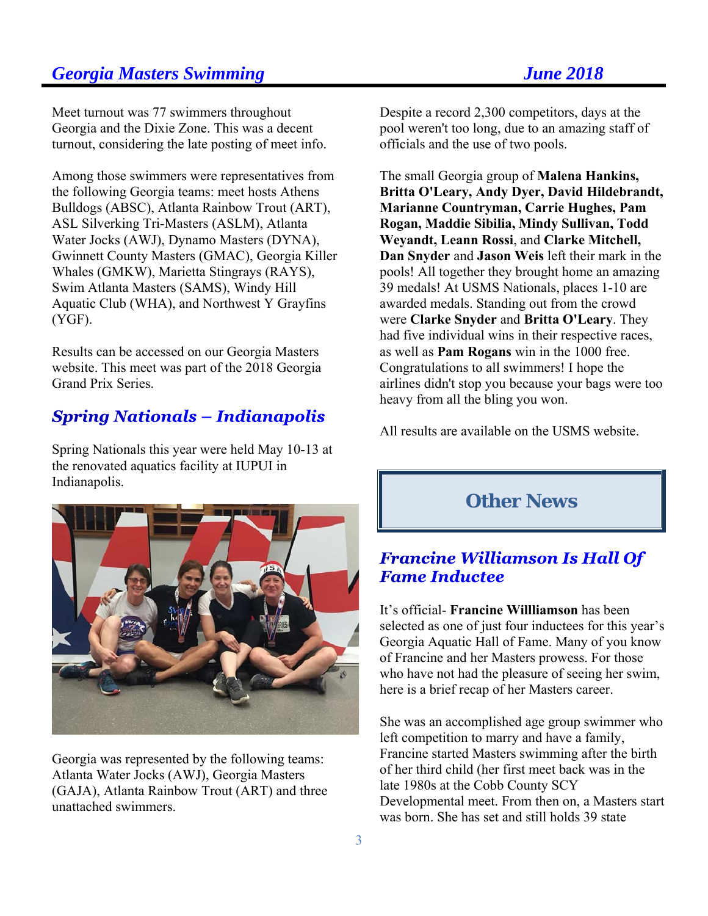Meet turnout was 77 swimmers throughout Georgia and the Dixie Zone. This was a decent turnout, considering the late posting of meet info.

Among those swimmers were representatives from the following Georgia teams: meet hosts Athens Bulldogs (ABSC), Atlanta Rainbow Trout (ART), ASL Silverking Tri-Masters (ASLM), Atlanta Water Jocks (AWJ), Dynamo Masters (DYNA), Gwinnett County Masters (GMAC), Georgia Killer Whales (GMKW), Marietta Stingrays (RAYS), Swim Atlanta Masters (SAMS), Windy Hill Aquatic Club (WHA), and Northwest Y Grayfins (YGF).

Results can be accessed on our Georgia Masters website. This meet was part of the 2018 Georgia Grand Prix Series.

## *Spring Nationals – Indianapolis*

Spring Nationals this year were held May 10-13 at the renovated aquatics facility at IUPUI in Indianapolis.

Georgia was represented by the following teams: Atlanta Water Jocks (AWJ), Georgia Masters (GAJA), Atlanta Rainbow Trout (ART) and three unattached swimmers.

Despite a record 2,300 competitors, days at the pool weren't too long, due to an amazing staff of officials and the use of two pools.

The small Georgia group of **Malena Hankins, Britta O'Leary, Andy Dyer, David Hildebrandt, Marianne Countryman, Carrie Hughes, Pam Rogan, Maddie Sibilia, Mindy Sullivan, Todd Weyandt, Leann Rossi**, and **Clarke Mitchell, Dan Snyder** and **Jason Weis** left their mark in the pools! All together they brought home an amazing 39 medals! At USMS Nationals, places 1-10 are awarded medals. Standing out from the crowd were **Clarke Snyder** and **Britta O'Leary**. They had five individual wins in their respective races, as well as **Pam Rogans** win in the 1000 free. Congratulations to all swimmers! I hope the airlines didn't stop you because your bags were too heavy from all the bling you won.

All results are available on the USMS website.

# Other News

## *Francine Williamson Is Hall Of Fame Inductee*

It's official- **Francine Willliamson** has been selected as one of just four inductees for this year's Georgia Aquatic Hall of Fame. Many of you know of Francine and her Masters prowess. For those who have not had the pleasure of seeing her swim, here is a brief recap of her Masters career.

She was an accomplished age group swimmer who left competition to marry and have a family, Francine started Masters swimming after the birth of her third child (her first meet back was in the late 1980s at the Cobb County SCY Developmental meet. From then on, a Masters start was born. She has set and still holds 39 state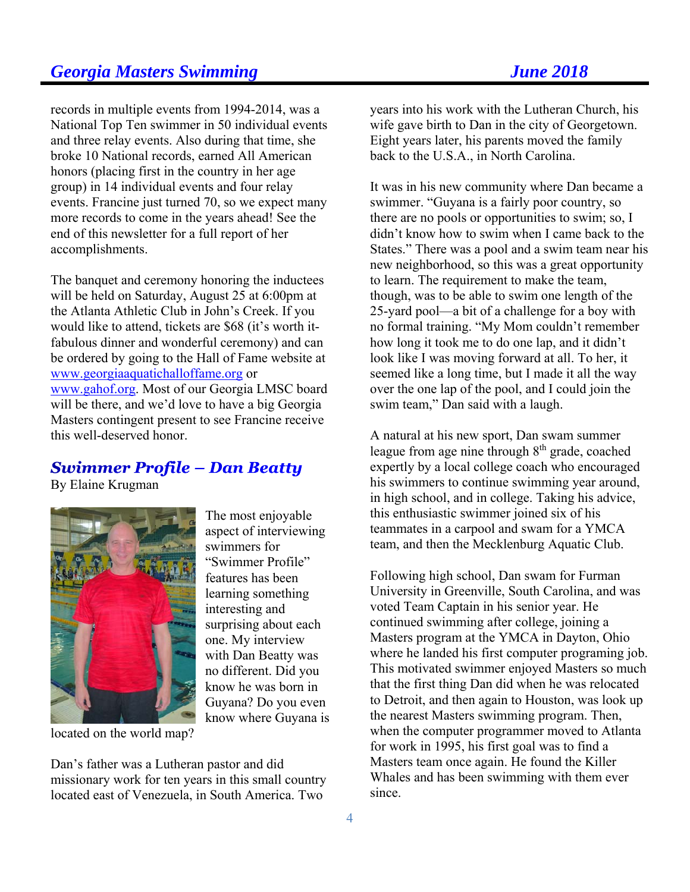records in multiple events from 1994-2014, was a National Top Ten swimmer in 50 individual events and three relay events. Also during that time, she broke 10 National records, earned All American honors (placing first in the country in her age group) in 14 individual events and four relay events. Francine just turned 70, so we expect many more records to come in the years ahead! See the end of this newsletter for a full report of her accomplishments.

The banquet and ceremony honoring the inductees will be held on Saturday, August 25 at 6:00pm at the Atlanta Athletic Club in John's Creek. If you would like to attend, tickets are $68 (it's worth it-fabulous dinner and wonderful ceremony) and can be ordered by going to the Hall of Fame website at www.georgiaaquatichalloffame.org or www.gahof.org. Most of our Georgia LMSC board will be there, and we'd love to have a big Georgia Masters contingent present to see Francine receive this well-deserved honor.

## *Swimmer Profile – Dan Beatty*

By Elaine Krugman

The most enjoyable aspect of interviewing swimmers for "Swimmer Profile" features has been learning something interesting and surprising about each one. My interview with Dan Beatty was no different. Did you know he was born in Guyana? Do you even know where Guyana is located on the world map?

Dan's father was a Lutheran pastor and did missionary work for ten years in this small country located east of Venezuela, in South America. Two years into his work with the Lutheran Church, his wife gave birth to Dan in the city of Georgetown. Eight years later, his parents moved the family back to the U.S.A., in North Carolina.

It was in his new community where Dan became a swimmer. "Guyana is a fairly poor country, so there are no pools or opportunities to swim; so, I didn't know how to swim when I came back to the States." There was a pool and a swim team near his new neighborhood, so this was a great opportunity to learn. The requirement to make the team, though, was to be able to swim one length of the 25-yard pool—a bit of a challenge for a boy with no formal training. "My Mom couldn't remember how long it took me to do one lap, and it didn't look like I was moving forward at all. To her, it seemed like a long time, but I made it all the way over the one lap of the pool, and I could join the swim team," Dan said with a laugh.

A natural at his new sport, Dan swam summer league from age nine through 8th grade, coached expertly by a local college coach who encouraged his swimmers to continue swimming year around, in high school, and in college. Taking his advice, this enthusiastic swimmer joined six of his teammates in a carpool and swam for a YMCA team, and then the Mecklenburg Aquatic Club.

Following high school, Dan swam for Furman University in Greenville, South Carolina, and was voted Team Captain in his senior year. He continued swimming after college, joining a Masters program at the YMCA in Dayton, Ohio where he landed his first computer programing job. This motivated swimmer enjoyed Masters so much that the first thing Dan did when he was relocated to Detroit, and then again to Houston, was look up the nearest Masters swimming program. Then, when the computer programmer moved to Atlanta for work in 1995, his first goal was to find a Masters team once again. He found the Killer Whales and has been swimming with them ever since.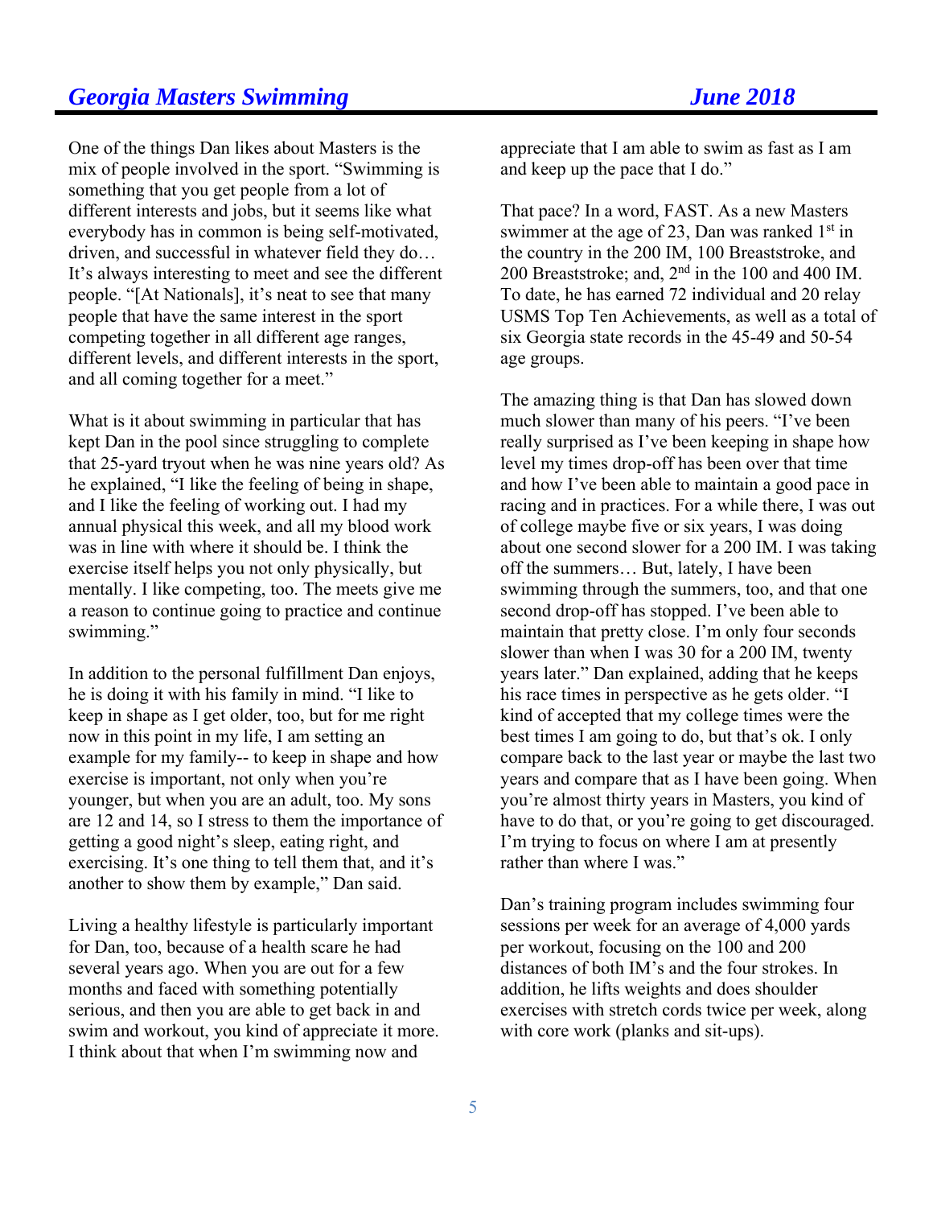One of the things Dan likes about Masters is the mix of people involved in the sport. "Swimming is something that you get people from a lot of different interests and jobs, but it seems like what everybody has in common is being self-motivated, driven, and successful in whatever field they do… It's always interesting to meet and see the different people. "[At Nationals], it's neat to see that many people that have the same interest in the sport competing together in all different age ranges, different levels, and different interests in the sport, and all coming together for a meet."

What is it about swimming in particular that has kept Dan in the pool since struggling to complete that 25-yard tryout when he was nine years old? As he explained, "I like the feeling of being in shape, and I like the feeling of working out. I had my annual physical this week, and all my blood work was in line with where it should be. I think the exercise itself helps you not only physically, but mentally. I like competing, too. The meets give me a reason to continue going to practice and continue swimming."

In addition to the personal fulfillment Dan enjoys, he is doing it with his family in mind. "I like to keep in shape as I get older, too, but for me right now in this point in my life, I am setting an example for my family-- to keep in shape and how exercise is important, not only when you're younger, but when you are an adult, too. My sons are 12 and 14, so I stress to them the importance of getting a good night's sleep, eating right, and exercising. It's one thing to tell them that, and it's another to show them by example," Dan said.

Living a healthy lifestyle is particularly important for Dan, too, because of a health scare he had several years ago. When you are out for a few months and faced with something potentially serious, and then you are able to get back in and swim and workout, you kind of appreciate it more. I think about that when I'm swimming now and appreciate that I am able to swim as fast as I am and keep up the pace that I do."

That pace? In a word, FAST. As a new Masters swimmer at the age of 23, Dan was ranked 1st in the country in the 200 IM, 100 Breaststroke, and 200 Breaststroke; and, 2nd in the 100 and 400 IM. To date, he has earned 72 individual and 20 relay USMS Top Ten Achievements, as well as a total of six Georgia state records in the 45-49 and 50-54 age groups.

The amazing thing is that Dan has slowed down much slower than many of his peers. "I've been really surprised as I've been keeping in shape how level my times drop-off has been over that time and how I've been able to maintain a good pace in racing and in practices. For a while there, I was out of college maybe five or six years, I was doing about one second slower for a 200 IM. I was taking off the summers… But, lately, I have been swimming through the summers, too, and that one second drop-off has stopped. I've been able to maintain that pretty close. I'm only four seconds slower than when I was 30 for a 200 IM, twenty years later." Dan explained, adding that he keeps his race times in perspective as he gets older. "I kind of accepted that my college times were the best times I am going to do, but that's ok. I only compare back to the last year or maybe the last two years and compare that as I have been going. When you're almost thirty years in Masters, you kind of have to do that, or you're going to get discouraged. I'm trying to focus on where I am at presently rather than where I was."

Dan's training program includes swimming four sessions per week for an average of 4,000 yards per workout, focusing on the 100 and 200 distances of both IM's and the four strokes. In addition, he lifts weights and does shoulder exercises with stretch cords twice per week, along with core work (planks and sit-ups).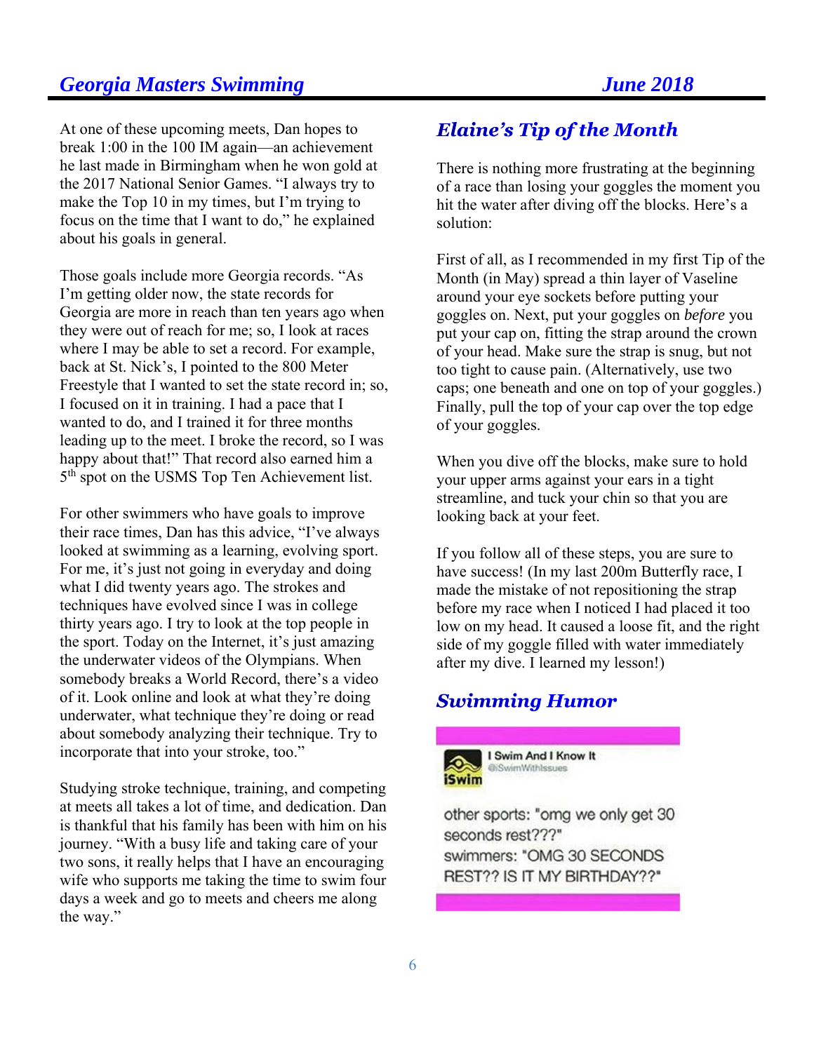At one of these upcoming meets, Dan hopes to break 1:00 in the 100 IM again—an achievement he last made in Birmingham when he won gold at the 2017 National Senior Games. "I always try to make the Top 10 in my times, but I'm trying to focus on the time that I want to do," he explained about his goals in general.

Those goals include more Georgia records. "As I'm getting older now, the state records for Georgia are more in reach than ten years ago when they were out of reach for me; so, I look at races where I may be able to set a record. For example, back at St. Nick's, I pointed to the 800 Meter Freestyle that I wanted to set the state record in; so, I focused on it in training. I had a pace that I wanted to do, and I trained it for three months leading up to the meet. I broke the record, so I was happy about that!" That record also earned him a 5th spot on the USMS Top Ten Achievement list.

For other swimmers who have goals to improve their race times, Dan has this advice, "I've always looked at swimming as a learning, evolving sport. For me, it's just not going in everyday and doing what I did twenty years ago. The strokes and techniques have evolved since I was in college thirty years ago. I try to look at the top people in the sport. Today on the Internet, it's just amazing the underwater videos of the Olympians. When somebody breaks a World Record, there's a video of it. Look online and look at what they're doing underwater, what technique they're doing or read about somebody analyzing their technique. Try to incorporate that into your stroke, too."

Studying stroke technique, training, and competing at meets all takes a lot of time, and dedication. Dan is thankful that his family has been with him on his journey. "With a busy life and taking care of your two sons, it really helps that I have an encouraging wife who supports me taking the time to swim four days a week and go to meets and cheers me along the way."

## *Elaine's Tip of the Month*

There is nothing more frustrating at the beginning of a race than losing your goggles the moment you hit the water after diving off the blocks. Here's a solution:

First of all, as I recommended in my first Tip of the Month (in May) spread a thin layer of Vaseline around your eye sockets before putting your goggles on. Next, put your goggles on *before* you put your cap on, fitting the strap around the crown of your head. Make sure the strap is snug, but not too tight to cause pain. (Alternatively, use two caps; one beneath and one on top of your goggles.) Finally, pull the top of your cap over the top edge of your goggles.

When you dive off the blocks, make sure to hold your upper arms against your ears in a tight streamline, and tuck your chin so that you are looking back at your feet.

If you follow all of these steps, you are sure to have success! (In my last 200m Butterfly race, I made the mistake of not repositioning the strap before my race when I noticed I had placed it too low on my head. It caused a loose fit, and the right side of my goggle filled with water immediately after my dive. I learned my lesson!)

## *Swimming Humor*

I Swim And I Know It
@iSwimWithIssues

other sports: "omg we only get 30 seconds rest???"
swimmers: "OMG 30 SECONDS REST?? IS IT MY BIRTHDAY??"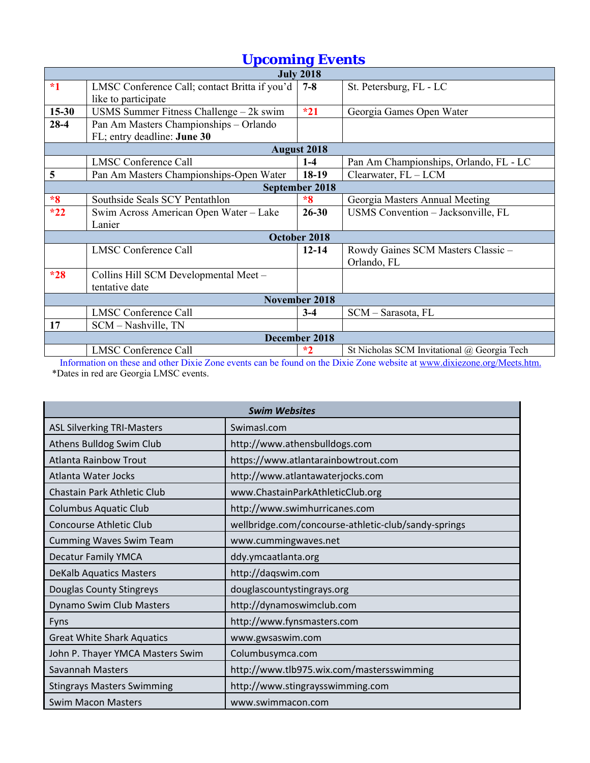# Upcoming Events

| | | | |
|---|---|---|---|
| **July 2018** | | | |
| ***1** | LMSC Conference Call; contact Britta if you'd like to participate | **7-8** | St. Petersburg, FL - LC |
| **15-30** | USMS Summer Fitness Challenge – 2k swim | ***21** | Georgia Games Open Water |
| **28-4** | Pan Am Masters Championships – Orlando FL; entry deadline: **June 30** | | |
| **August 2018** | | | |
| | LMSC Conference Call | **1-4** | Pan Am Championships, Orlando, FL - LC |
| **5** | Pan Am Masters Championships-Open Water | **18-19** | Clearwater, FL – LCM |
| **September 2018** | | | |
| ***8** | Southside Seals SCY Pentathlon | ***8** | Georgia Masters Annual Meeting |
| ***22** | Swim Across American Open Water – Lake Lanier | **26-30** | USMS Convention – Jacksonville, FL |
| **October 2018** | | | |
| | LMSC Conference Call | **12-14** | Rowdy Gaines SCM Masters Classic – Orlando, FL |
| ***28** | Collins Hill SCM Developmental Meet – tentative date | | |
| **November 2018** | | | |
| | LMSC Conference Call | **3-4** | SCM – Sarasota, FL |
| **17** | SCM – Nashville, TN | | |
| **December 2018** | | | |
| | LMSC Conference Call | ***2** | St Nicholas SCM Invitational @ Georgia Tech |

Information on these and other Dixie Zone events can be found on the Dixie Zone website at www.dixiezone.org/Meets.htm.

*Dates in red are Georgia LMSC events.

| ***Swim Websites*** | |
|---|---|
| ASL Silverking TRI-Masters | Swimasl.com |
| Athens Bulldog Swim Club | http://www.athensbulldogs.com |
| Atlanta Rainbow Trout | https://www.atlantarainbowtrout.com |
| Atlanta Water Jocks | http://www.atlantawaterjocks.com |
| Chastain Park Athletic Club | www.ChastainParkAthleticClub.org |
| Columbus Aquatic Club | http://www.swimhurricanes.com |
| Concourse Athletic Club | wellbridge.com/concourse-athletic-club/sandy-springs |
| Cumming Waves Swim Team | www.cummingwaves.net |
| Decatur Family YMCA | ddy.ymcaatlanta.org |
| DeKalb Aquatics Masters | http://daqswim.com |
| Douglas County Stingreys | douglascountystingrays.org |
| Dynamo Swim Club Masters | http://dynamoswimclub.com |
| Fyns | http://www.fynsmasters.com |
| Great White Shark Aquatics | www.gwsaswim.com |
| John P. Thayer YMCA Masters Swim | Columbusymca.com |
| Savannah Masters | http://www.tlb975.wix.com/mastersswimming |
| Stingrays Masters Swimming | http://www.stingraysswimming.com |
| Swim Macon Masters | www.swimmacon.com |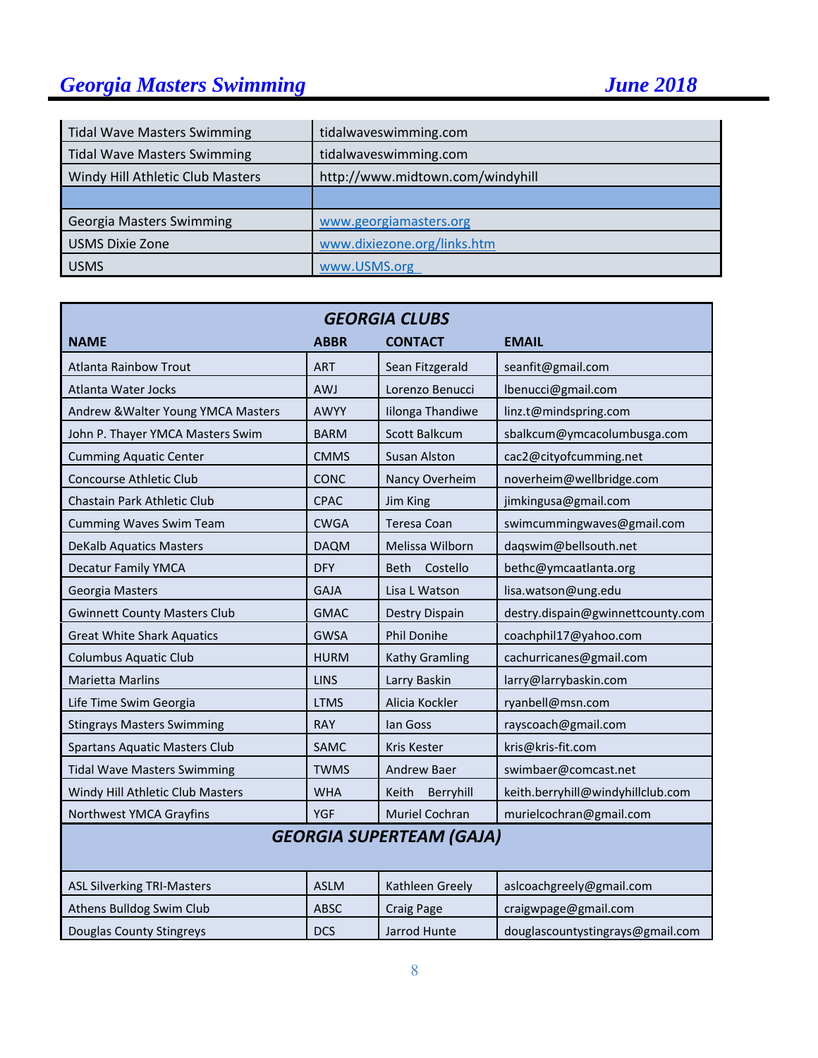| | |
|---|---|
| Tidal Wave Masters Swimming | tidalwaveswimming.com |
| Tidal Wave Masters Swimming | tidalwaveswimming.com |
| Windy Hill Athletic Club Masters | http://www.midtown.com/windyhill |
| | |
| Georgia Masters Swimming | www.georgiamasters.org |
| USMS Dixie Zone | www.dixiezone.org/links.htm |
| USMS | www.USMS.org |

## *GEORGIA CLUBS*

| NAME | ABBR | CONTACT | EMAIL |
|---|---|---|---|
| Atlanta Rainbow Trout | ART | Sean Fitzgerald | seanfit@gmail.com |
| Atlanta Water Jocks | AWJ | Lorenzo Benucci | lbenucci@gmail.com |
| Andrew &Walter Young YMCA Masters | AWYY | Iilonga Thandiwe | linz.t@mindspring.com |
| John P. Thayer YMCA Masters Swim | BARM | Scott Balkcum | sbalkcum@ymcacolumbusga.com |
| Cumming Aquatic Center | CMMS | Susan Alston | cac2@cityofcumming.net |
| Concourse Athletic Club | CONC | Nancy Overheim | noverheim@wellbridge.com |
| Chastain Park Athletic Club | CPAC | Jim King | jimkingusa@gmail.com |
| Cumming Waves Swim Team | CWGA | Teresa Coan | swimcummingwaves@gmail.com |
| DeKalb Aquatics Masters | DAQM | Melissa Wilborn | daqswim@bellsouth.net |
| Decatur Family YMCA | DFY | Beth Costello | bethc@ymcaatlanta.org |
| Georgia Masters | GAJA | Lisa L Watson | lisa.watson@ung.edu |
| Gwinnett County Masters Club | GMAC | Destry Dispain | destry.dispain@gwinnettcounty.com |
| Great White Shark Aquatics | GWSA | Phil Donihe | coachphil17@yahoo.com |
| Columbus Aquatic Club | HURM | Kathy Gramling | cachurricanes@gmail.com |
| Marietta Marlins | LINS | Larry Baskin | larry@larrybaskin.com |
| Life Time Swim Georgia | LTMS | Alicia Kockler | ryanbell@msn.com |
| Stingrays Masters Swimming | RAY | Ian Goss | rayscoach@gmail.com |
| Spartans Aquatic Masters Club | SAMC | Kris Kester | kris@kris-fit.com |
| Tidal Wave Masters Swimming | TWMS | Andrew Baer | swimbaer@comcast.net |
| Windy Hill Athletic Club Masters | WHA | Keith Berryhill | keith.berryhill@windyhillclub.com |
| Northwest YMCA Grayfins | YGF | Muriel Cochran | murielcochran@gmail.com |

## *GEORGIA SUPERTEAM (GAJA)*

| NAME | ABBR | CONTACT | EMAIL |
|---|---|---|---|
| ASL Silverking TRI-Masters | ASLM | Kathleen Greely | aslcoachgreely@gmail.com |
| Athens Bulldog Swim Club | ABSC | Craig Page | craigwpage@gmail.com |
| Douglas County Stingreys | DCS | Jarrod Hunte | douglascountystingrays@gmail.com |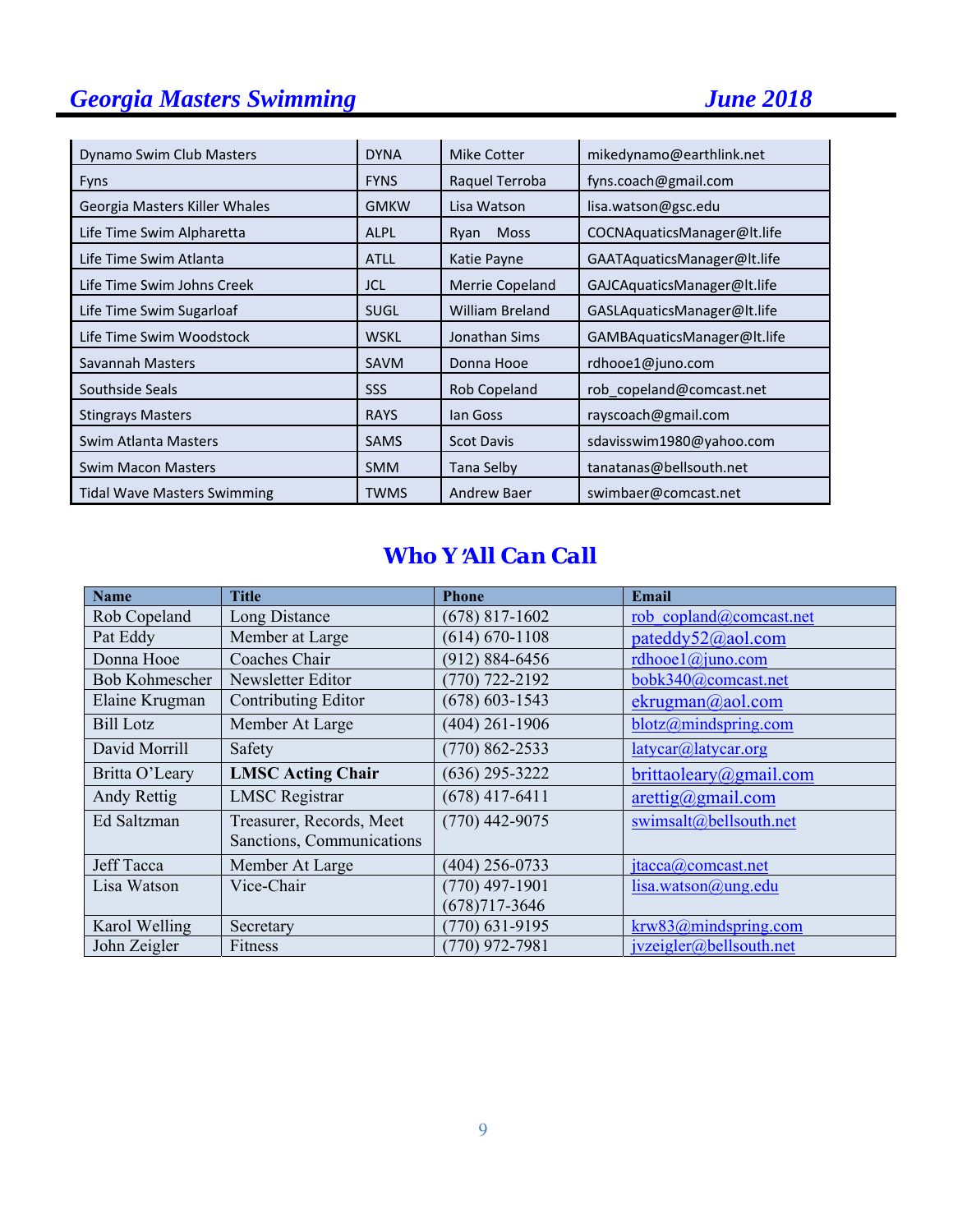| Dynamo Swim Club Masters | DYNA | Mike Cotter | mikedynamo@earthlink.net |
|---|---|---|---|
| Fyns | FYNS | Raquel Terroba | fyns.coach@gmail.com |
| Georgia Masters Killer Whales | GMKW | Lisa Watson | lisa.watson@gsc.edu |
| Life Time Swim Alpharetta | ALPL | Ryan Moss | COCNAquaticsManager@lt.life |
| Life Time Swim Atlanta | ATLL | Katie Payne | GAATAquaticsManager@lt.life |
| Life Time Swim Johns Creek | JCL | Merrie Copeland | GAJCAquaticsManager@lt.life |
| Life Time Swim Sugarloaf | SUGL | William Breland | GASLAquaticsManager@lt.life |
| Life Time Swim Woodstock | WSKL | Jonathan Sims | GAMBAquaticsManager@lt.life |
| Savannah Masters | SAVM | Donna Hooe | rdhooe1@juno.com |
| Southside Seals | SSS | Rob Copeland | rob_copeland@comcast.net |
| Stingrays Masters | RAYS | Ian Goss | rayscoach@gmail.com |
| Swim Atlanta Masters | SAMS | Scot Davis | sdavisswim1980@yahoo.com |
| Swim Macon Masters | SMM | Tana Selby | tanatanas@bellsouth.net |
| Tidal Wave Masters Swimming | TWMS | Andrew Baer | swimbaer@comcast.net |

## Who Y'All Can Call

| Name | Title | Phone | Email |
|---|---|---|---|
| Rob Copeland | Long Distance | (678) 817-1602 | rob_copland@comcast.net |
| Pat Eddy | Member at Large | (614) 670-1108 | pateddy52@aol.com |
| Donna Hooe | Coaches Chair | (912) 884-6456 | rdhooe1@juno.com |
| Bob Kohmescher | Newsletter Editor | (770) 722-2192 | bobk340@comcast.net |
| Elaine Krugman | Contributing Editor | (678) 603-1543 | ekrugman@aol.com |
| Bill Lotz | Member At Large | (404) 261-1906 | blotz@mindspring.com |
| David Morrill | Safety | (770) 862-2533 | latycar@latycar.org |
| Britta O'Leary | **LMSC Acting Chair** | (636) 295-3222 | brittaoleary@gmail.com |
| Andy Rettig | LMSC Registrar | (678) 417-6411 | arettig@gmail.com |
| Ed Saltzman | Treasurer, Records, Meet Sanctions, Communications | (770) 442-9075 | swimsalt@bellsouth.net |
| Jeff Tacca | Member At Large | (404) 256-0733 | jtacca@comcast.net |
| Lisa Watson | Vice-Chair | (770) 497-1901<br>(678)717-3646 | lisa.watson@ung.edu |
| Karol Welling | Secretary | (770) 631-9195 | krw83@mindspring.com |
| John Zeigler | Fitness | (770) 972-7981 | jvzeigler@bellsouth.net |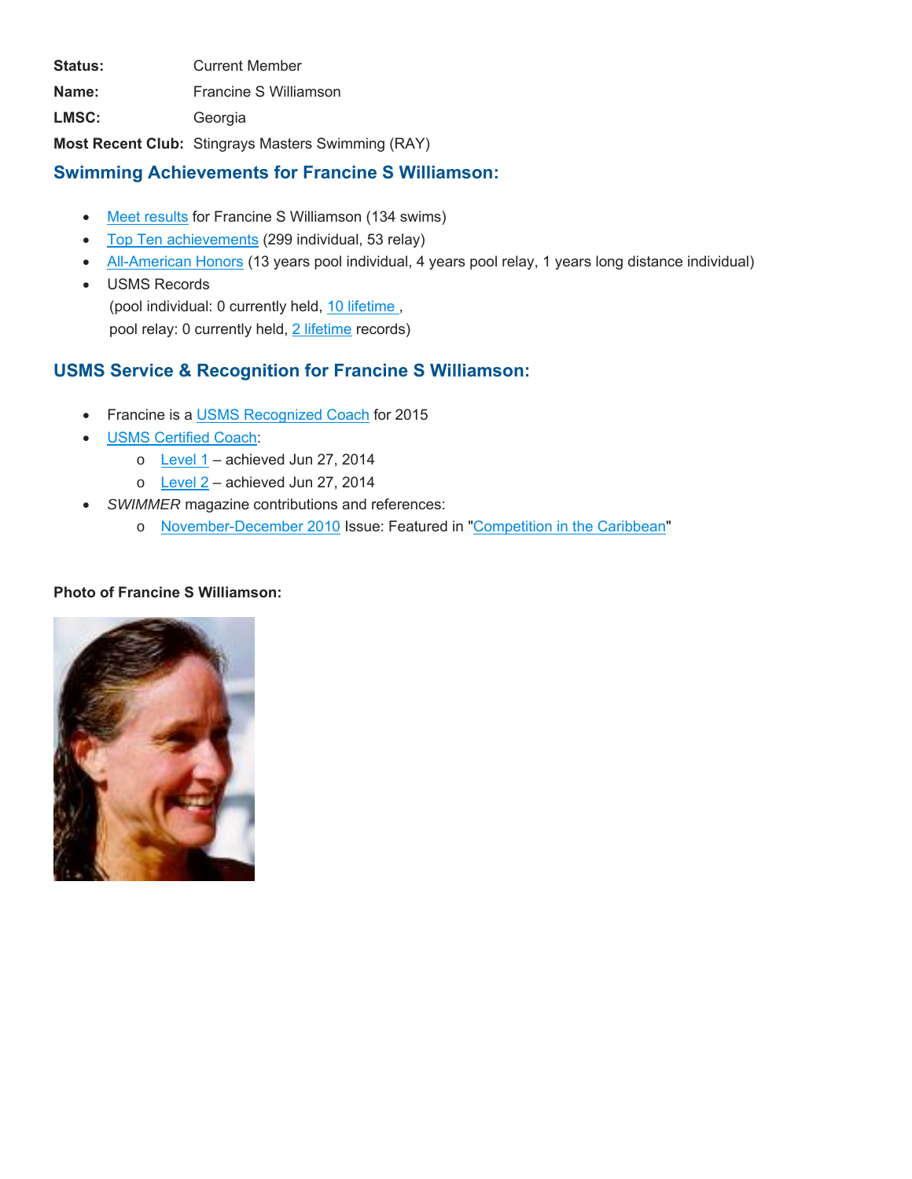**Status:** Current Member

**Name:** Francine S Williamson

**LMSC:** Georgia

**Most Recent Club:** Stingrays Masters Swimming (RAY)

## Swimming Achievements for Francine S Williamson:

- Meet results for Francine S Williamson (134 swims)
- Top Ten achievements (299 individual, 53 relay)
- All-American Honors (13 years pool individual, 4 years pool relay, 1 years long distance individual)
- USMS Records
  (pool individual: 0 currently held, 10 lifetime ,
  pool relay: 0 currently held, 2 lifetime records)

## USMS Service & Recognition for Francine S Williamson:

- Francine is a USMS Recognized Coach for 2015
- USMS Certified Coach:
  - Level 1 – achieved Jun 27, 2014
  - Level 2 – achieved Jun 27, 2014
- *SWIMMER* magazine contributions and references:
  - November-December 2010 Issue: Featured in "Competition in the Caribbean"

**Photo of Francine S Williamson:**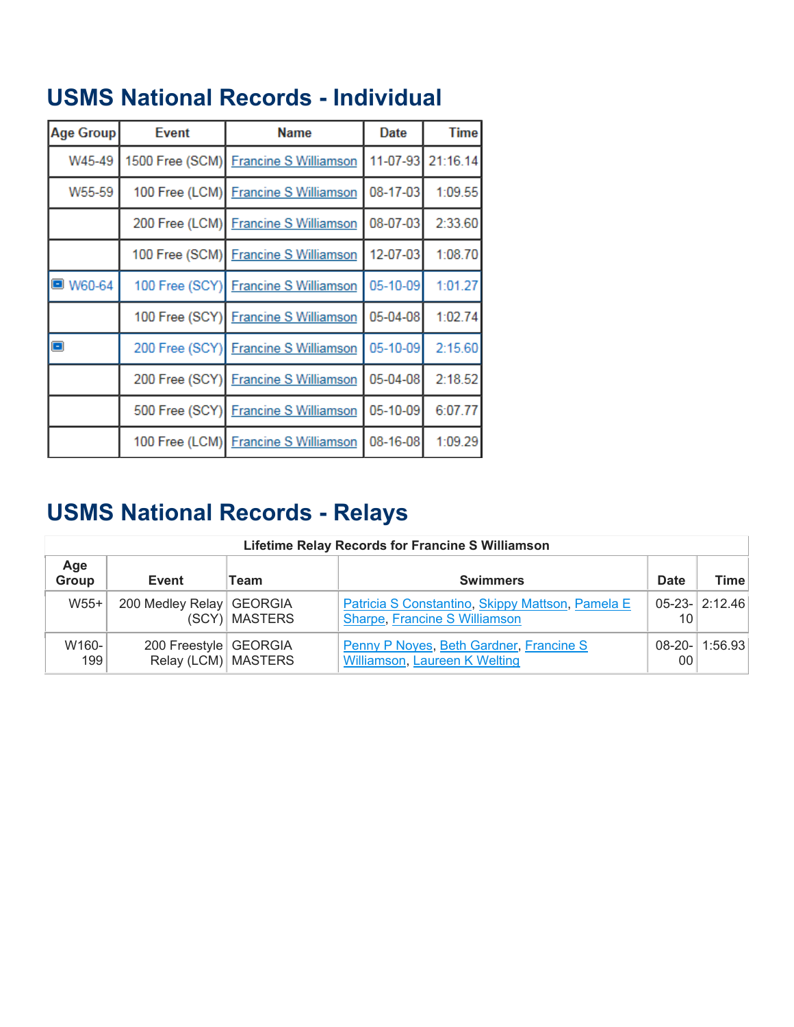# USMS National Records - Individual

| Age Group | Event | Name | Date | Time |
|---|---|---|---|---|
| W45-49 | 1500 Free (SCM) | Francine S Williamson | 11-07-93 | 21:16.14 |
| W55-59 | 100 Free (LCM) | Francine S Williamson | 08-17-03 | 1:09.55 |
| | 200 Free (LCM) | Francine S Williamson | 08-07-03 | 2:33.60 |
| | 100 Free (SCM) | Francine S Williamson | 12-07-03 | 1:08.70 |
| W60-64 | 100 Free (SCY) | Francine S Williamson | 05-10-09 | 1:01.27 |
| | 100 Free (SCY) | Francine S Williamson | 05-04-08 | 1:02.74 |
| | 200 Free (SCY) | Francine S Williamson | 05-10-09 | 2:15.60 |
| | 200 Free (SCY) | Francine S Williamson | 05-04-08 | 2:18.52 |
| | 500 Free (SCY) | Francine S Williamson | 05-10-09 | 6:07.77 |
| | 100 Free (LCM) | Francine S Williamson | 08-16-08 | 1:09.29 |

# USMS National Records - Relays

**Lifetime Relay Records for Francine S Williamson**

| Age Group | Event | Team | Swimmers | Date | Time |
|---|---|---|---|---|---|
| W55+ | 200 Medley Relay (SCY) | GEORGIA MASTERS | Patricia S Constantino, Skippy Mattson, Pamela E Sharpe, Francine S Williamson | 05-23-10 | 2:12.46 |
| W160-199 | 200 Freestyle Relay (LCM) | GEORGIA MASTERS | Penny P Noyes, Beth Gardner, Francine S Williamson, Laureen K Welting | 08-20-00 | 1:56.93 |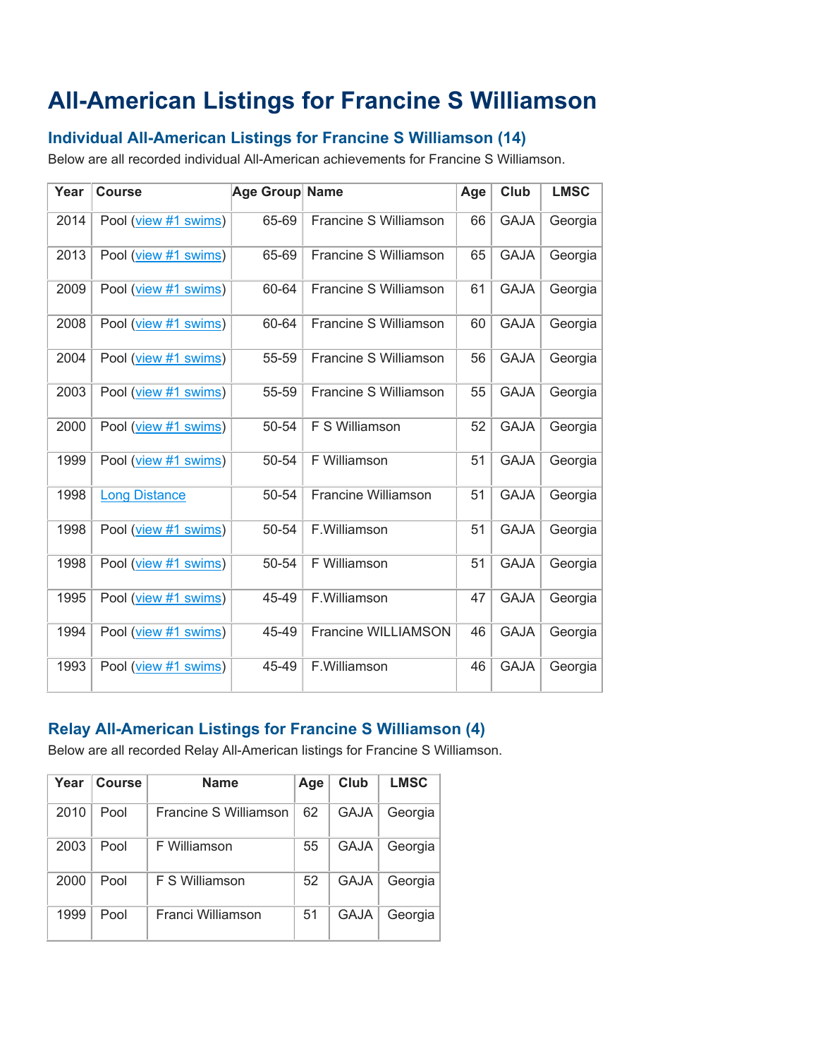# All-American Listings for Francine S Williamson

## Individual All-American Listings for Francine S Williamson (14)

Below are all recorded individual All-American achievements for Francine S Williamson.

| Year | Course | Age Group | Name | Age | Club | LMSC |
|---|---|---|---|---|---|---|
| 2014 | Pool (view #1 swims) | 65-69 | Francine S Williamson | 66 | GAJA | Georgia |
| 2013 | Pool (view #1 swims) | 65-69 | Francine S Williamson | 65 | GAJA | Georgia |
| 2009 | Pool (view #1 swims) | 60-64 | Francine S Williamson | 61 | GAJA | Georgia |
| 2008 | Pool (view #1 swims) | 60-64 | Francine S Williamson | 60 | GAJA | Georgia |
| 2004 | Pool (view #1 swims) | 55-59 | Francine S Williamson | 56 | GAJA | Georgia |
| 2003 | Pool (view #1 swims) | 55-59 | Francine S Williamson | 55 | GAJA | Georgia |
| 2000 | Pool (view #1 swims) | 50-54 | F S Williamson | 52 | GAJA | Georgia |
| 1999 | Pool (view #1 swims) | 50-54 | F Williamson | 51 | GAJA | Georgia |
| 1998 | Long Distance | 50-54 | Francine Williamson | 51 | GAJA | Georgia |
| 1998 | Pool (view #1 swims) | 50-54 | F.Williamson | 51 | GAJA | Georgia |
| 1998 | Pool (view #1 swims) | 50-54 | F Williamson | 51 | GAJA | Georgia |
| 1995 | Pool (view #1 swims) | 45-49 | F.Williamson | 47 | GAJA | Georgia |
| 1994 | Pool (view #1 swims) | 45-49 | Francine WILLIAMSON | 46 | GAJA | Georgia |
| 1993 | Pool (view #1 swims) | 45-49 | F.Williamson | 46 | GAJA | Georgia |

## Relay All-American Listings for Francine S Williamson (4)

Below are all recorded Relay All-American listings for Francine S Williamson.

| Year | Course | Name | Age | Club | LMSC |
|---|---|---|---|---|---|
| 2010 | Pool | Francine S Williamson | 62 | GAJA | Georgia |
| 2003 | Pool | F Williamson | 55 | GAJA | Georgia |
| 2000 | Pool | F S Williamson | 52 | GAJA | Georgia |
| 1999 | Pool | Franci Williamson | 51 | GAJA | Georgia |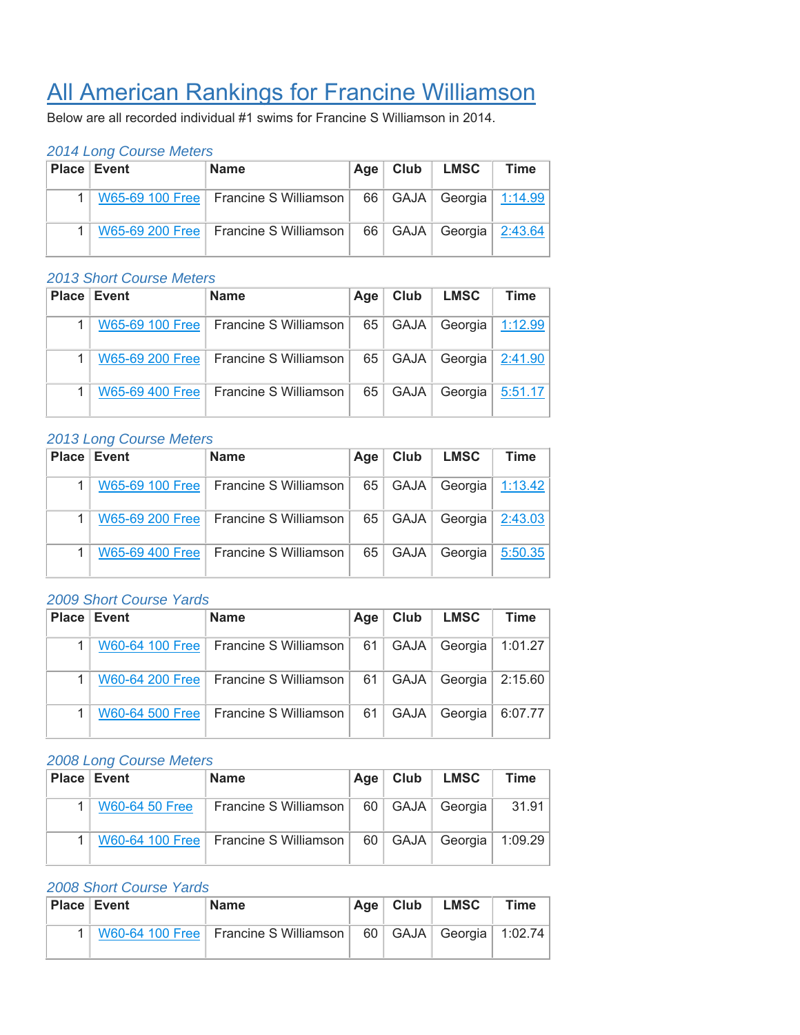# All American Rankings for Francine Williamson

Below are all recorded individual #1 swims for Francine S Williamson in 2014.

### *2014 Long Course Meters*

| Place | Event | Name | Age | Club | LMSC | Time |
|---|---|---|---|---|---|---|
| 1 | W65-69 100 Free | Francine S Williamson | 66 | GAJA | Georgia | 1:14.99 |
| 1 | W65-69 200 Free | Francine S Williamson | 66 | GAJA | Georgia | 2:43.64 |

### *2013 Short Course Meters*

| Place | Event | Name | Age | Club | LMSC | Time |
|---|---|---|---|---|---|---|
| 1 | W65-69 100 Free | Francine S Williamson | 65 | GAJA | Georgia | 1:12.99 |
| 1 | W65-69 200 Free | Francine S Williamson | 65 | GAJA | Georgia | 2:41.90 |
| 1 | W65-69 400 Free | Francine S Williamson | 65 | GAJA | Georgia | 5:51.17 |

### *2013 Long Course Meters*

| Place | Event | Name | Age | Club | LMSC | Time |
|---|---|---|---|---|---|---|
| 1 | W65-69 100 Free | Francine S Williamson | 65 | GAJA | Georgia | 1:13.42 |
| 1 | W65-69 200 Free | Francine S Williamson | 65 | GAJA | Georgia | 2:43.03 |
| 1 | W65-69 400 Free | Francine S Williamson | 65 | GAJA | Georgia | 5:50.35 |

### *2009 Short Course Yards*

| Place | Event | Name | Age | Club | LMSC | Time |
|---|---|---|---|---|---|---|
| 1 | W60-64 100 Free | Francine S Williamson | 61 | GAJA | Georgia | 1:01.27 |
| 1 | W60-64 200 Free | Francine S Williamson | 61 | GAJA | Georgia | 2:15.60 |
| 1 | W60-64 500 Free | Francine S Williamson | 61 | GAJA | Georgia | 6:07.77 |

### *2008 Long Course Meters*

| Place | Event | Name | Age | Club | LMSC | Time |
|---|---|---|---|---|---|---|
| 1 | W60-64 50 Free | Francine S Williamson | 60 | GAJA | Georgia | 31.91 |
| 1 | W60-64 100 Free | Francine S Williamson | 60 | GAJA | Georgia | 1:09.29 |

### *2008 Short Course Yards*

| Place | Event | Name | Age | Club | LMSC | Time |
|---|---|---|---|---|---|---|
| 1 | W60-64 100 Free | Francine S Williamson | 60 | GAJA | Georgia | 1:02.74 |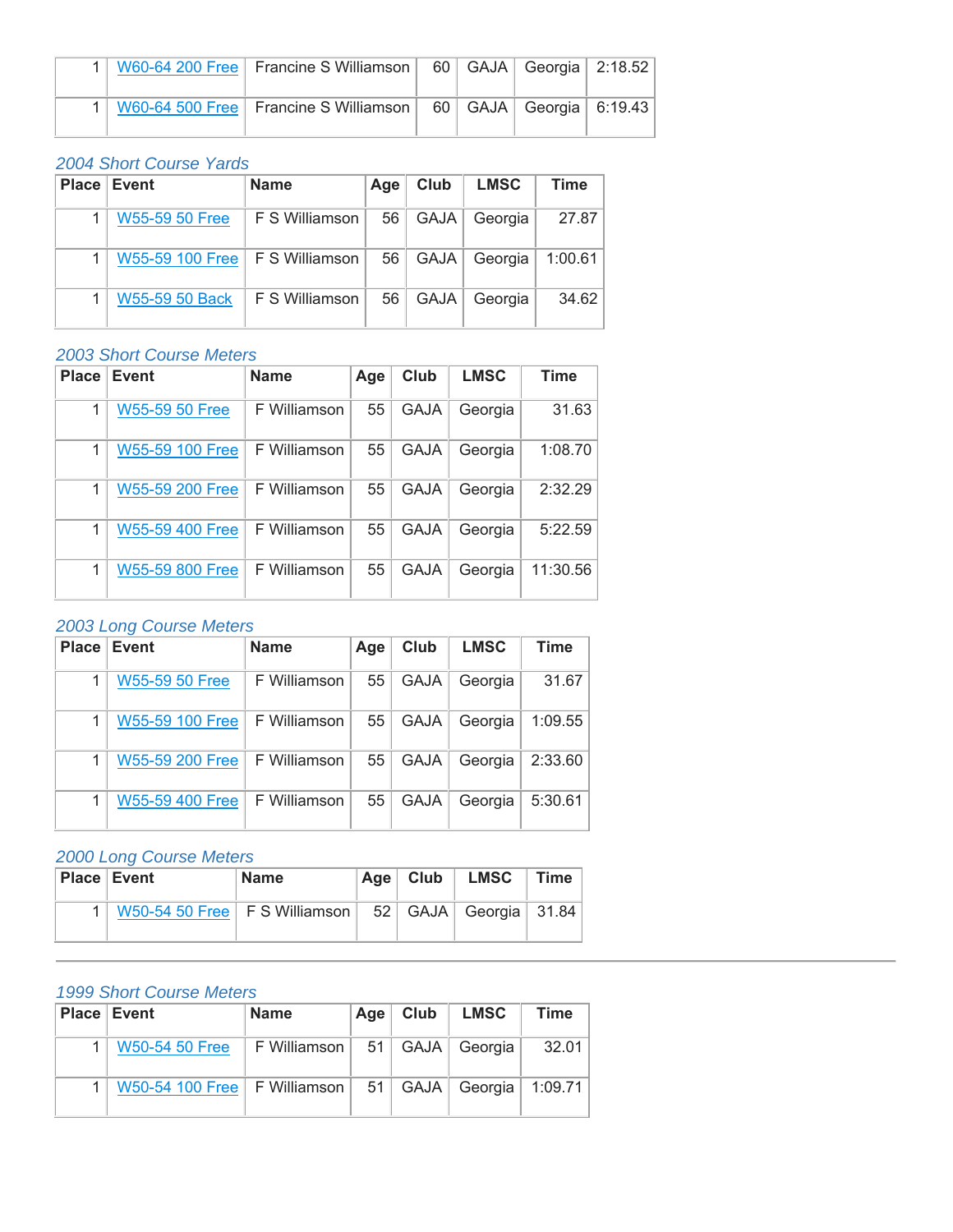| | | | | | | |
|---|---|---|---|---|---|---|
| 1 | W60-64 200 Free | Francine S Williamson | 60 | GAJA | Georgia | 2:18.52 |
| 1 | W60-64 500 Free | Francine S Williamson | 60 | GAJA | Georgia | 6:19.43 |

*2004 Short Course Yards*

| Place | Event | Name | Age | Club | LMSC | Time |
|---|---|---|---|---|---|---|
| 1 | W55-59 50 Free | F S Williamson | 56 | GAJA | Georgia | 27.87 |
| 1 | W55-59 100 Free | F S Williamson | 56 | GAJA | Georgia | 1:00.61 |
| 1 | W55-59 50 Back | F S Williamson | 56 | GAJA | Georgia | 34.62 |

*2003 Short Course Meters*

| Place | Event | Name | Age | Club | LMSC | Time |
|---|---|---|---|---|---|---|
| 1 | W55-59 50 Free | F Williamson | 55 | GAJA | Georgia | 31.63 |
| 1 | W55-59 100 Free | F Williamson | 55 | GAJA | Georgia | 1:08.70 |
| 1 | W55-59 200 Free | F Williamson | 55 | GAJA | Georgia | 2:32.29 |
| 1 | W55-59 400 Free | F Williamson | 55 | GAJA | Georgia | 5:22.59 |
| 1 | W55-59 800 Free | F Williamson | 55 | GAJA | Georgia | 11:30.56 |

*2003 Long Course Meters*

| Place | Event | Name | Age | Club | LMSC | Time |
|---|---|---|---|---|---|---|
| 1 | W55-59 50 Free | F Williamson | 55 | GAJA | Georgia | 31.67 |
| 1 | W55-59 100 Free | F Williamson | 55 | GAJA | Georgia | 1:09.55 |
| 1 | W55-59 200 Free | F Williamson | 55 | GAJA | Georgia | 2:33.60 |
| 1 | W55-59 400 Free | F Williamson | 55 | GAJA | Georgia | 5:30.61 |

*2000 Long Course Meters*

| Place | Event | Name | Age | Club | LMSC | Time |
|---|---|---|---|---|---|---|
| 1 | W50-54 50 Free | F S Williamson | 52 | GAJA | Georgia | 31.84 |

---

*1999 Short Course Meters*

| Place | Event | Name | Age | Club | LMSC | Time |
|---|---|---|---|---|---|---|
| 1 | W50-54 50 Free | F Williamson | 51 | GAJA | Georgia | 32.01 |
| 1 | W50-54 100 Free | F Williamson | 51 | GAJA | Georgia | 1:09.71 |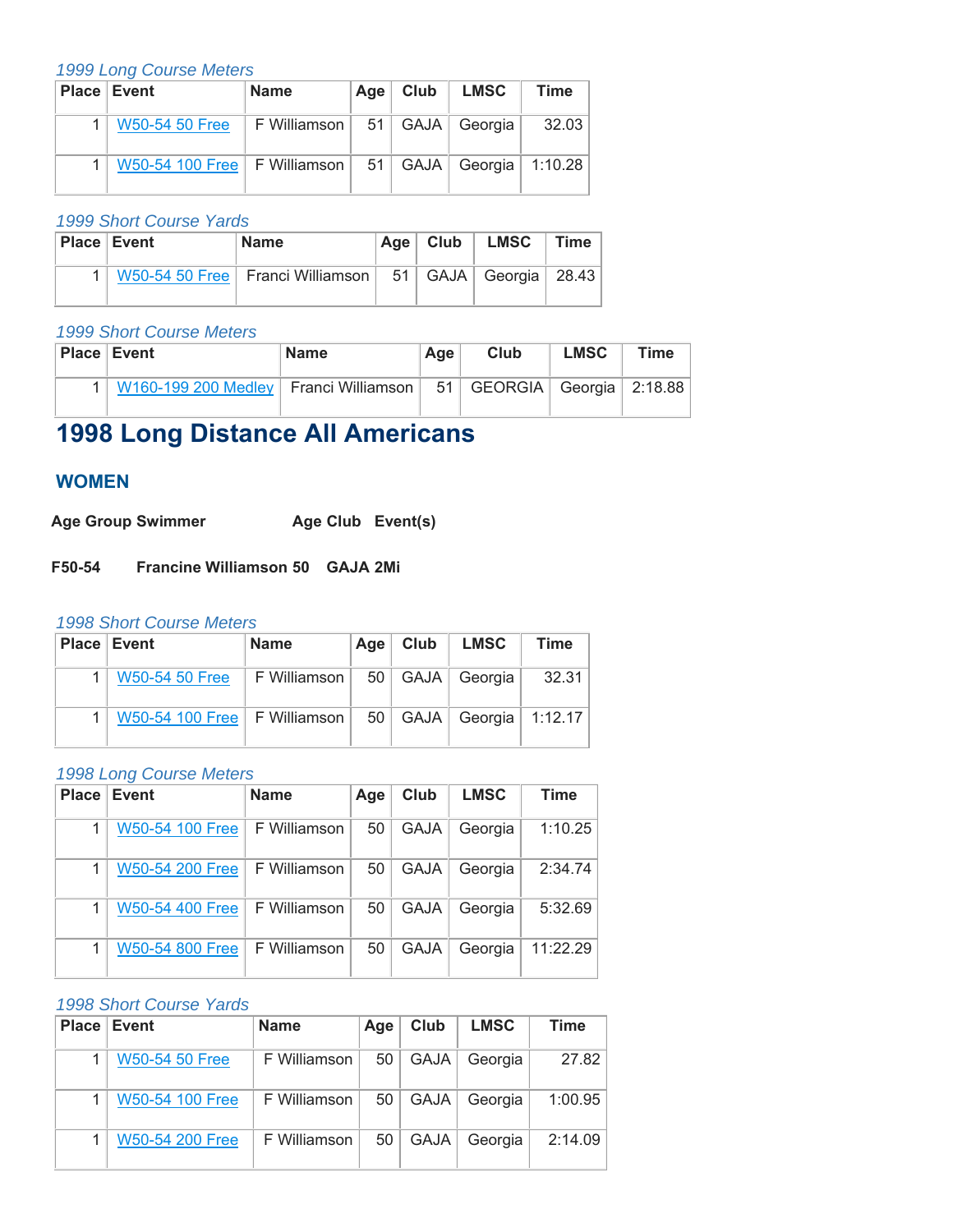*1999 Long Course Meters*

| Place | Event | Name | Age | Club | LMSC | Time |
|---|---|---|---|---|---|---|
| 1 | W50-54 50 Free | F Williamson | 51 | GAJA | Georgia | 32.03 |
| 1 | W50-54 100 Free | F Williamson | 51 | GAJA | Georgia | 1:10.28 |

*1999 Short Course Yards*

| Place | Event | Name | Age | Club | LMSC | Time |
|---|---|---|---|---|---|---|
| 1 | W50-54 50 Free | Franci Williamson | 51 | GAJA | Georgia | 28.43 |

*1999 Short Course Meters*

| Place | Event | Name | Age | Club | LMSC | Time |
|---|---|---|---|---|---|---|
| 1 | W160-199 200 Medley | Franci Williamson | 51 | GEORGIA | Georgia | 2:18.88 |

# 1998 Long Distance All Americans

## WOMEN

| Age Group | Swimmer | Age | Club | Event(s) |
|---|---|---|---|---|
| F50-54 | Francine Williamson | 50 | GAJA | 2Mi |

*1998 Short Course Meters*

| Place | Event | Name | Age | Club | LMSC | Time |
|---|---|---|---|---|---|---|
| 1 | W50-54 50 Free | F Williamson | 50 | GAJA | Georgia | 32.31 |
| 1 | W50-54 100 Free | F Williamson | 50 | GAJA | Georgia | 1:12.17 |

*1998 Long Course Meters*

| Place | Event | Name | Age | Club | LMSC | Time |
|---|---|---|---|---|---|---|
| 1 | W50-54 100 Free | F Williamson | 50 | GAJA | Georgia | 1:10.25 |
| 1 | W50-54 200 Free | F Williamson | 50 | GAJA | Georgia | 2:34.74 |
| 1 | W50-54 400 Free | F Williamson | 50 | GAJA | Georgia | 5:32.69 |
| 1 | W50-54 800 Free | F Williamson | 50 | GAJA | Georgia | 11:22.29 |

*1998 Short Course Yards*

| Place | Event | Name | Age | Club | LMSC | Time |
|---|---|---|---|---|---|---|
| 1 | W50-54 50 Free | F Williamson | 50 | GAJA | Georgia | 27.82 |
| 1 | W50-54 100 Free | F Williamson | 50 | GAJA | Georgia | 1:00.95 |
| 1 | W50-54 200 Free | F Williamson | 50 | GAJA | Georgia | 2:14.09 |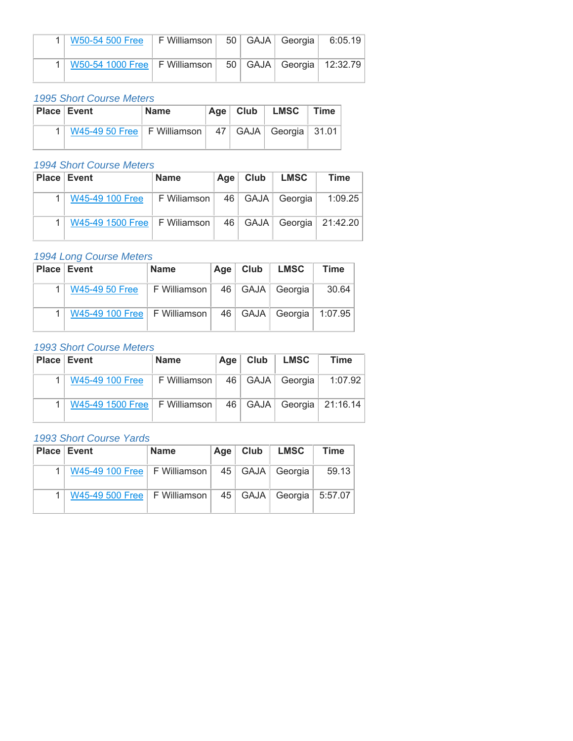| Place | Event | Name | Age | Club | LMSC | Time |
| --- | --- | --- | --- | --- | --- | --- |
| 1 | W50-54 500 Free | F Williamson | 50 | GAJA | Georgia | 6:05.19 |
| 1 | W50-54 1000 Free | F Williamson | 50 | GAJA | Georgia | 12:32.79 |

*1995 Short Course Meters*

| Place | Event | Name | Age | Club | LMSC | Time |
| --- | --- | --- | --- | --- | --- | --- |
| 1 | W45-49 50 Free | F Williamson | 47 | GAJA | Georgia | 31.01 |

*1994 Short Course Meters*

| Place | Event | Name | Age | Club | LMSC | Time |
| --- | --- | --- | --- | --- | --- | --- |
| 1 | W45-49 100 Free | F Wiliamson | 46 | GAJA | Georgia | 1:09.25 |
| 1 | W45-49 1500 Free | F Wiliamson | 46 | GAJA | Georgia | 21:42.20 |

*1994 Long Course Meters*

| Place | Event | Name | Age | Club | LMSC | Time |
| --- | --- | --- | --- | --- | --- | --- |
| 1 | W45-49 50 Free | F Williamson | 46 | GAJA | Georgia | 30.64 |
| 1 | W45-49 100 Free | F Williamson | 46 | GAJA | Georgia | 1:07.95 |

*1993 Short Course Meters*

| Place | Event | Name | Age | Club | LMSC | Time |
| --- | --- | --- | --- | --- | --- | --- |
| 1 | W45-49 100 Free | F Williamson | 46 | GAJA | Georgia | 1:07.92 |
| 1 | W45-49 1500 Free | F Williamson | 46 | GAJA | Georgia | 21:16.14 |

*1993 Short Course Yards*

| Place | Event | Name | Age | Club | LMSC | Time |
| --- | --- | --- | --- | --- | --- | --- |
| 1 | W45-49 100 Free | F Williamson | 45 | GAJA | Georgia | 59.13 |
| 1 | W45-49 500 Free | F Williamson | 45 | GAJA | Georgia | 5:57.07 |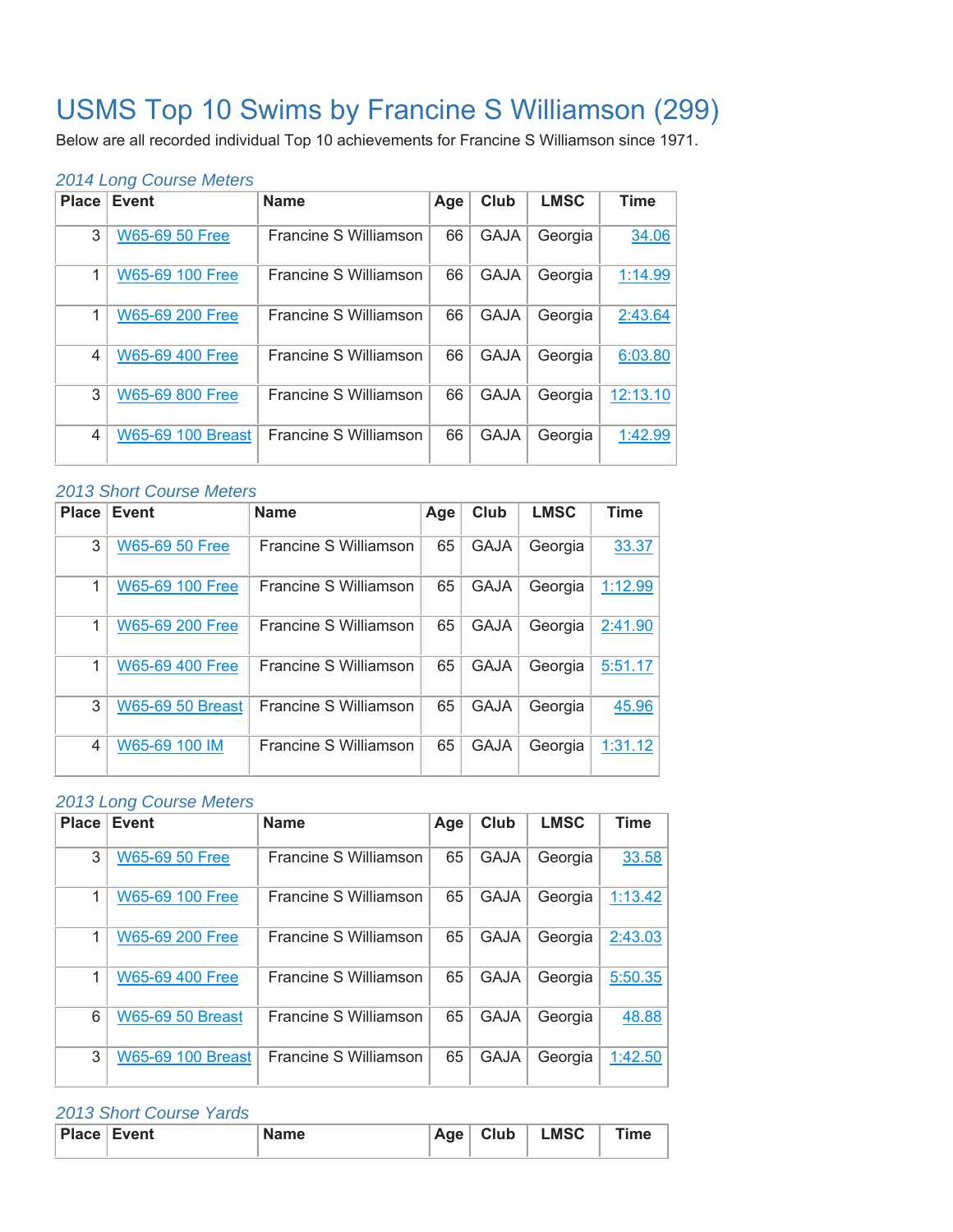# USMS Top 10 Swims by Francine S Williamson (299)

Below are all recorded individual Top 10 achievements for Francine S Williamson since 1971.

### *2014 Long Course Meters*

| Place | Event | Name | Age | Club | LMSC | Time |
|---|---|---|---|---|---|---|
| 3 | W65-69 50 Free | Francine S Williamson | 66 | GAJA | Georgia | 34.06 |
| 1 | W65-69 100 Free | Francine S Williamson | 66 | GAJA | Georgia | 1:14.99 |
| 1 | W65-69 200 Free | Francine S Williamson | 66 | GAJA | Georgia | 2:43.64 |
| 4 | W65-69 400 Free | Francine S Williamson | 66 | GAJA | Georgia | 6:03.80 |
| 3 | W65-69 800 Free | Francine S Williamson | 66 | GAJA | Georgia | 12:13.10 |
| 4 | W65-69 100 Breast | Francine S Williamson | 66 | GAJA | Georgia | 1:42.99 |

### *2013 Short Course Meters*

| Place | Event | Name | Age | Club | LMSC | Time |
|---|---|---|---|---|---|---|
| 3 | W65-69 50 Free | Francine S Williamson | 65 | GAJA | Georgia | 33.37 |
| 1 | W65-69 100 Free | Francine S Williamson | 65 | GAJA | Georgia | 1:12.99 |
| 1 | W65-69 200 Free | Francine S Williamson | 65 | GAJA | Georgia | 2:41.90 |
| 1 | W65-69 400 Free | Francine S Williamson | 65 | GAJA | Georgia | 5:51.17 |
| 3 | W65-69 50 Breast | Francine S Williamson | 65 | GAJA | Georgia | 45.96 |
| 4 | W65-69 100 IM | Francine S Williamson | 65 | GAJA | Georgia | 1:31.12 |

### *2013 Long Course Meters*

| Place | Event | Name | Age | Club | LMSC | Time |
|---|---|---|---|---|---|---|
| 3 | W65-69 50 Free | Francine S Williamson | 65 | GAJA | Georgia | 33.58 |
| 1 | W65-69 100 Free | Francine S Williamson | 65 | GAJA | Georgia | 1:13.42 |
| 1 | W65-69 200 Free | Francine S Williamson | 65 | GAJA | Georgia | 2:43.03 |
| 1 | W65-69 400 Free | Francine S Williamson | 65 | GAJA | Georgia | 5:50.35 |
| 6 | W65-69 50 Breast | Francine S Williamson | 65 | GAJA | Georgia | 48.88 |
| 3 | W65-69 100 Breast | Francine S Williamson | 65 | GAJA | Georgia | 1:42.50 |

### *2013 Short Course Yards*

| Place | Event | Name | Age | Club | LMSC | Time |
|---|---|---|---|---|---|---|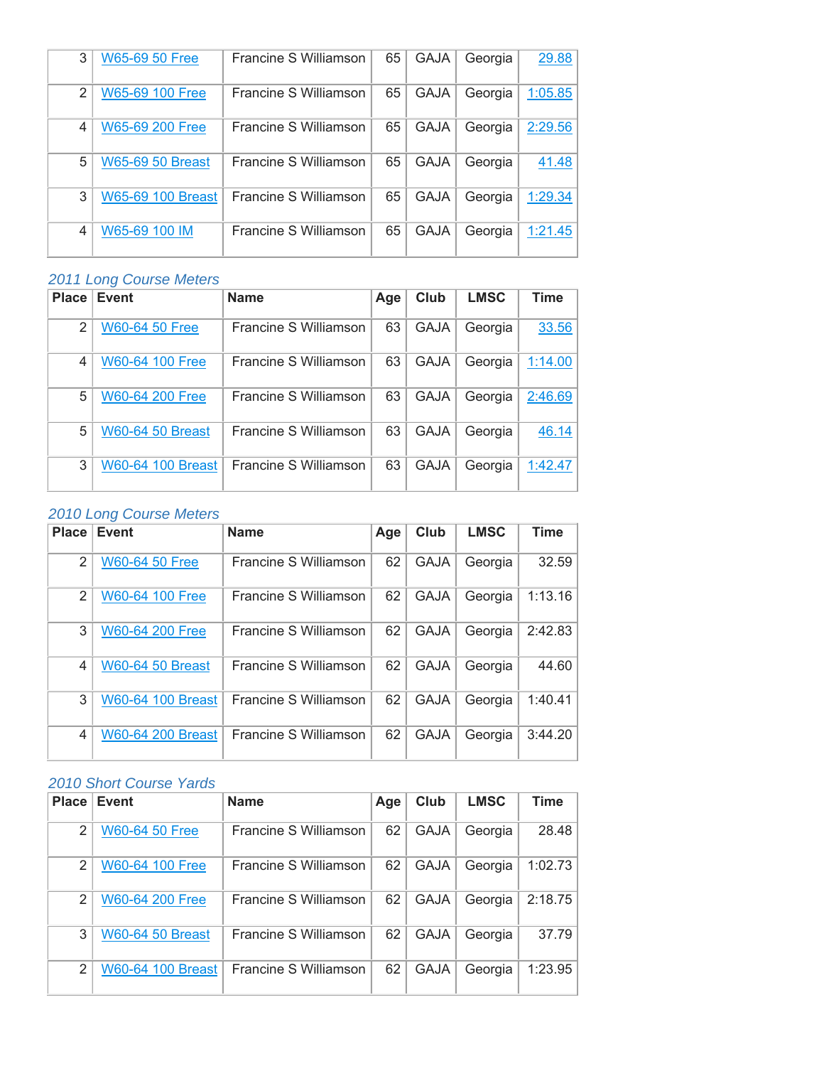| Place | Event | Name | Age | Club | LMSC | Time |
|---|---|---|---|---|---|---|
| 3 | W65-69 50 Free | Francine S Williamson | 65 | GAJA | Georgia | 29.88 |
| 2 | W65-69 100 Free | Francine S Williamson | 65 | GAJA | Georgia | 1:05.85 |
| 4 | W65-69 200 Free | Francine S Williamson | 65 | GAJA | Georgia | 2:29.56 |
| 5 | W65-69 50 Breast | Francine S Williamson | 65 | GAJA | Georgia | 41.48 |
| 3 | W65-69 100 Breast | Francine S Williamson | 65 | GAJA | Georgia | 1:29.34 |
| 4 | W65-69 100 IM | Francine S Williamson | 65 | GAJA | Georgia | 1:21.45 |

*2011 Long Course Meters*

| Place | Event | Name | Age | Club | LMSC | Time |
|---|---|---|---|---|---|---|
| 2 | W60-64 50 Free | Francine S Williamson | 63 | GAJA | Georgia | 33.56 |
| 4 | W60-64 100 Free | Francine S Williamson | 63 | GAJA | Georgia | 1:14.00 |
| 5 | W60-64 200 Free | Francine S Williamson | 63 | GAJA | Georgia | 2:46.69 |
| 5 | W60-64 50 Breast | Francine S Williamson | 63 | GAJA | Georgia | 46.14 |
| 3 | W60-64 100 Breast | Francine S Williamson | 63 | GAJA | Georgia | 1:42.47 |

*2010 Long Course Meters*

| Place | Event | Name | Age | Club | LMSC | Time |
|---|---|---|---|---|---|---|
| 2 | W60-64 50 Free | Francine S Williamson | 62 | GAJA | Georgia | 32.59 |
| 2 | W60-64 100 Free | Francine S Williamson | 62 | GAJA | Georgia | 1:13.16 |
| 3 | W60-64 200 Free | Francine S Williamson | 62 | GAJA | Georgia | 2:42.83 |
| 4 | W60-64 50 Breast | Francine S Williamson | 62 | GAJA | Georgia | 44.60 |
| 3 | W60-64 100 Breast | Francine S Williamson | 62 | GAJA | Georgia | 1:40.41 |
| 4 | W60-64 200 Breast | Francine S Williamson | 62 | GAJA | Georgia | 3:44.20 |

*2010 Short Course Yards*

| Place | Event | Name | Age | Club | LMSC | Time |
|---|---|---|---|---|---|---|
| 2 | W60-64 50 Free | Francine S Williamson | 62 | GAJA | Georgia | 28.48 |
| 2 | W60-64 100 Free | Francine S Williamson | 62 | GAJA | Georgia | 1:02.73 |
| 2 | W60-64 200 Free | Francine S Williamson | 62 | GAJA | Georgia | 2:18.75 |
| 3 | W60-64 50 Breast | Francine S Williamson | 62 | GAJA | Georgia | 37.79 |
| 2 | W60-64 100 Breast | Francine S Williamson | 62 | GAJA | Georgia | 1:23.95 |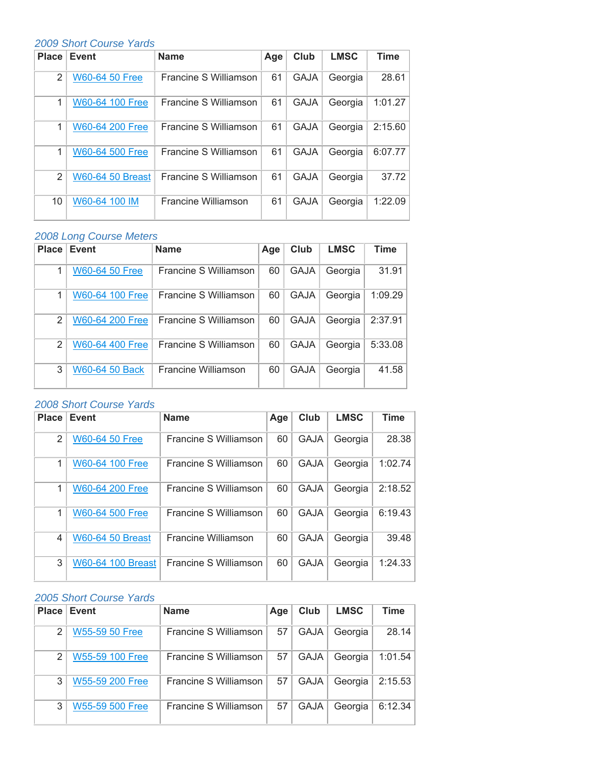*2009 Short Course Yards*

| Place | Event | Name | Age | Club | LMSC | Time |
|---|---|---|---|---|---|---|
| 2 | W60-64 50 Free | Francine S Williamson | 61 | GAJA | Georgia | 28.61 |
| 1 | W60-64 100 Free | Francine S Williamson | 61 | GAJA | Georgia | 1:01.27 |
| 1 | W60-64 200 Free | Francine S Williamson | 61 | GAJA | Georgia | 2:15.60 |
| 1 | W60-64 500 Free | Francine S Williamson | 61 | GAJA | Georgia | 6:07.77 |
| 2 | W60-64 50 Breast | Francine S Williamson | 61 | GAJA | Georgia | 37.72 |
| 10 | W60-64 100 IM | Francine Williamson | 61 | GAJA | Georgia | 1:22.09 |

*2008 Long Course Meters*

| Place | Event | Name | Age | Club | LMSC | Time |
|---|---|---|---|---|---|---|
| 1 | W60-64 50 Free | Francine S Williamson | 60 | GAJA | Georgia | 31.91 |
| 1 | W60-64 100 Free | Francine S Williamson | 60 | GAJA | Georgia | 1:09.29 |
| 2 | W60-64 200 Free | Francine S Williamson | 60 | GAJA | Georgia | 2:37.91 |
| 2 | W60-64 400 Free | Francine S Williamson | 60 | GAJA | Georgia | 5:33.08 |
| 3 | W60-64 50 Back | Francine Williamson | 60 | GAJA | Georgia | 41.58 |

*2008 Short Course Yards*

| Place | Event | Name | Age | Club | LMSC | Time |
|---|---|---|---|---|---|---|
| 2 | W60-64 50 Free | Francine S Williamson | 60 | GAJA | Georgia | 28.38 |
| 1 | W60-64 100 Free | Francine S Williamson | 60 | GAJA | Georgia | 1:02.74 |
| 1 | W60-64 200 Free | Francine S Williamson | 60 | GAJA | Georgia | 2:18.52 |
| 1 | W60-64 500 Free | Francine S Williamson | 60 | GAJA | Georgia | 6:19.43 |
| 4 | W60-64 50 Breast | Francine Williamson | 60 | GAJA | Georgia | 39.48 |
| 3 | W60-64 100 Breast | Francine S Williamson | 60 | GAJA | Georgia | 1:24.33 |

*2005 Short Course Yards*

| Place | Event | Name | Age | Club | LMSC | Time |
|---|---|---|---|---|---|---|
| 2 | W55-59 50 Free | Francine S Williamson | 57 | GAJA | Georgia | 28.14 |
| 2 | W55-59 100 Free | Francine S Williamson | 57 | GAJA | Georgia | 1:01.54 |
| 3 | W55-59 200 Free | Francine S Williamson | 57 | GAJA | Georgia | 2:15.53 |
| 3 | W55-59 500 Free | Francine S Williamson | 57 | GAJA | Georgia | 6:12.34 |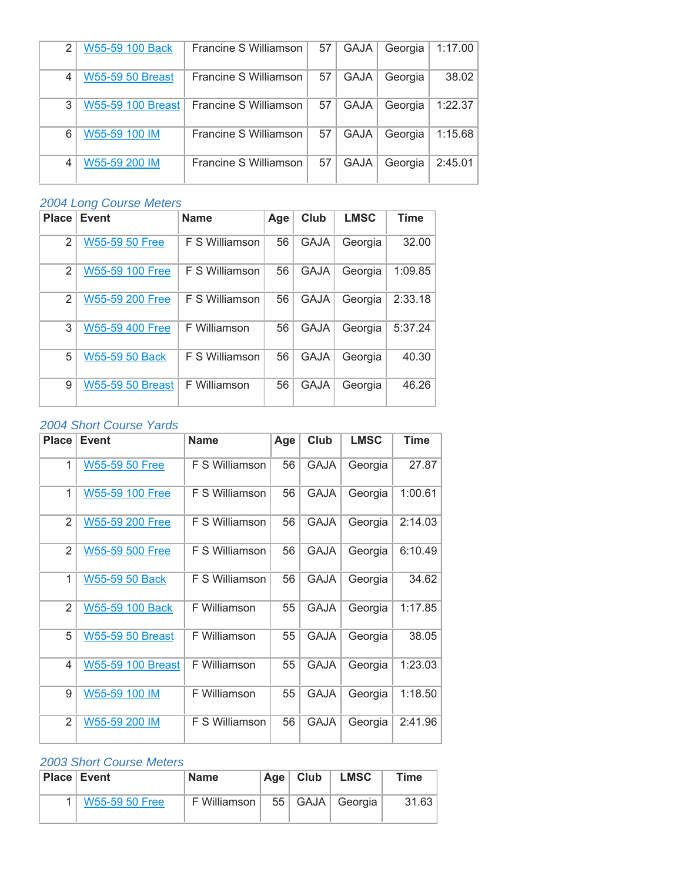| | | | | | | |
|---|---|---|---|---|---|---|
| 2 | W55-59 100 Back | Francine S Williamson | 57 | GAJA | Georgia | 1:17.00 |
| 4 | W55-59 50 Breast | Francine S Williamson | 57 | GAJA | Georgia | 38.02 |
| 3 | W55-59 100 Breast | Francine S Williamson | 57 | GAJA | Georgia | 1:22.37 |
| 6 | W55-59 100 IM | Francine S Williamson | 57 | GAJA | Georgia | 1:15.68 |
| 4 | W55-59 200 IM | Francine S Williamson | 57 | GAJA | Georgia | 2:45.01 |

*2004 Long Course Meters*

| Place | Event | Name | Age | Club | LMSC | Time |
|---|---|---|---|---|---|---|
| 2 | W55-59 50 Free | F S Williamson | 56 | GAJA | Georgia | 32.00 |
| 2 | W55-59 100 Free | F S Williamson | 56 | GAJA | Georgia | 1:09.85 |
| 2 | W55-59 200 Free | F S Williamson | 56 | GAJA | Georgia | 2:33.18 |
| 3 | W55-59 400 Free | F Williamson | 56 | GAJA | Georgia | 5:37.24 |
| 5 | W55-59 50 Back | F S Williamson | 56 | GAJA | Georgia | 40.30 |
| 9 | W55-59 50 Breast | F Williamson | 56 | GAJA | Georgia | 46.26 |

*2004 Short Course Yards*

| Place | Event | Name | Age | Club | LMSC | Time |
|---|---|---|---|---|---|---|
| 1 | W55-59 50 Free | F S Williamson | 56 | GAJA | Georgia | 27.87 |
| 1 | W55-59 100 Free | F S Williamson | 56 | GAJA | Georgia | 1:00.61 |
| 2 | W55-59 200 Free | F S Williamson | 56 | GAJA | Georgia | 2:14.03 |
| 2 | W55-59 500 Free | F S Williamson | 56 | GAJA | Georgia | 6:10.49 |
| 1 | W55-59 50 Back | F S Williamson | 56 | GAJA | Georgia | 34.62 |
| 2 | W55-59 100 Back | F Williamson | 55 | GAJA | Georgia | 1:17.85 |
| 5 | W55-59 50 Breast | F Williamson | 55 | GAJA | Georgia | 38.05 |
| 4 | W55-59 100 Breast | F Williamson | 55 | GAJA | Georgia | 1:23.03 |
| 9 | W55-59 100 IM | F Williamson | 55 | GAJA | Georgia | 1:18.50 |
| 2 | W55-59 200 IM | F S Williamson | 56 | GAJA | Georgia | 2:41.96 |

*2003 Short Course Meters*

| Place | Event | Name | Age | Club | LMSC | Time |
|---|---|---|---|---|---|---|
| 1 | W55-59 50 Free | F Williamson | 55 | GAJA | Georgia | 31.63 |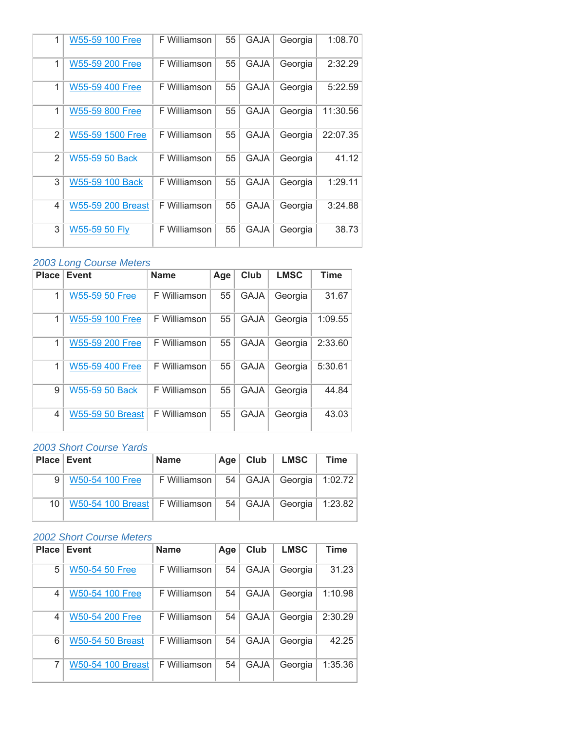| Place | Event | Name | Age | Club | LMSC | Time |
|---|---|---|---|---|---|---|
| 1 | W55-59 100 Free | F Williamson | 55 | GAJA | Georgia | 1:08.70 |
| 1 | W55-59 200 Free | F Williamson | 55 | GAJA | Georgia | 2:32.29 |
| 1 | W55-59 400 Free | F Williamson | 55 | GAJA | Georgia | 5:22.59 |
| 1 | W55-59 800 Free | F Williamson | 55 | GAJA | Georgia | 11:30.56 |
| 2 | W55-59 1500 Free | F Williamson | 55 | GAJA | Georgia | 22:07.35 |
| 2 | W55-59 50 Back | F Williamson | 55 | GAJA | Georgia | 41.12 |
| 3 | W55-59 100 Back | F Williamson | 55 | GAJA | Georgia | 1:29.11 |
| 4 | W55-59 200 Breast | F Williamson | 55 | GAJA | Georgia | 3:24.88 |
| 3 | W55-59 50 Fly | F Williamson | 55 | GAJA | Georgia | 38.73 |

*2003 Long Course Meters*

| Place | Event | Name | Age | Club | LMSC | Time |
|---|---|---|---|---|---|---|
| 1 | W55-59 50 Free | F Williamson | 55 | GAJA | Georgia | 31.67 |
| 1 | W55-59 100 Free | F Williamson | 55 | GAJA | Georgia | 1:09.55 |
| 1 | W55-59 200 Free | F Williamson | 55 | GAJA | Georgia | 2:33.60 |
| 1 | W55-59 400 Free | F Williamson | 55 | GAJA | Georgia | 5:30.61 |
| 9 | W55-59 50 Back | F Williamson | 55 | GAJA | Georgia | 44.84 |
| 4 | W55-59 50 Breast | F Williamson | 55 | GAJA | Georgia | 43.03 |

*2003 Short Course Yards*

| Place | Event | Name | Age | Club | LMSC | Time |
|---|---|---|---|---|---|---|
| 9 | W50-54 100 Free | F Williamson | 54 | GAJA | Georgia | 1:02.72 |
| 10 | W50-54 100 Breast | F Williamson | 54 | GAJA | Georgia | 1:23.82 |

*2002 Short Course Meters*

| Place | Event | Name | Age | Club | LMSC | Time |
|---|---|---|---|---|---|---|
| 5 | W50-54 50 Free | F Williamson | 54 | GAJA | Georgia | 31.23 |
| 4 | W50-54 100 Free | F Williamson | 54 | GAJA | Georgia | 1:10.98 |
| 4 | W50-54 200 Free | F Williamson | 54 | GAJA | Georgia | 2:30.29 |
| 6 | W50-54 50 Breast | F Williamson | 54 | GAJA | Georgia | 42.25 |
| 7 | W50-54 100 Breast | F Williamson | 54 | GAJA | Georgia | 1:35.36 |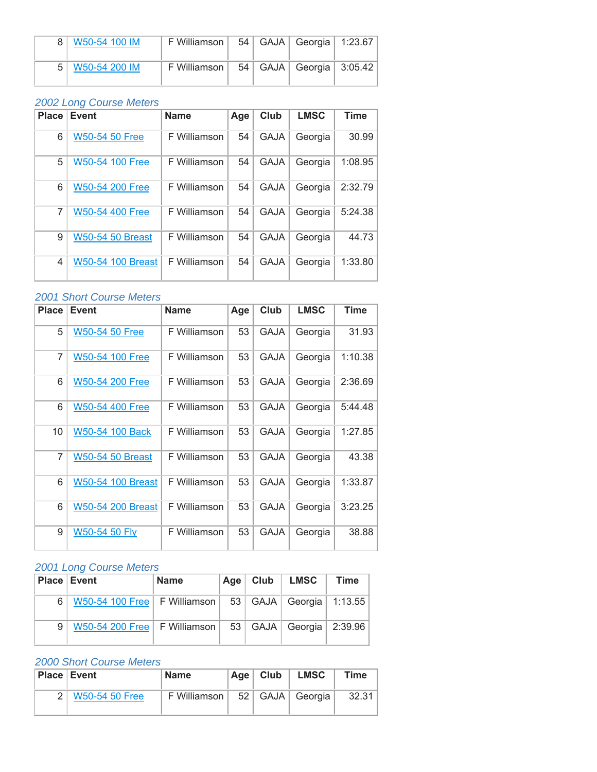| Place | Event | Name | Age | Club | LMSC | Time |
|---|---|---|---|---|---|---|
| 8 | W50-54 100 IM | F Williamson | 54 | GAJA | Georgia | 1:23.67 |
| 5 | W50-54 200 IM | F Williamson | 54 | GAJA | Georgia | 3:05.42 |

### *2002 Long Course Meters*

| Place | Event | Name | Age | Club | LMSC | Time |
|---|---|---|---|---|---|---|
| 6 | W50-54 50 Free | F Williamson | 54 | GAJA | Georgia | 30.99 |
| 5 | W50-54 100 Free | F Williamson | 54 | GAJA | Georgia | 1:08.95 |
| 6 | W50-54 200 Free | F Williamson | 54 | GAJA | Georgia | 2:32.79 |
| 7 | W50-54 400 Free | F Williamson | 54 | GAJA | Georgia | 5:24.38 |
| 9 | W50-54 50 Breast | F Williamson | 54 | GAJA | Georgia | 44.73 |
| 4 | W50-54 100 Breast | F Williamson | 54 | GAJA | Georgia | 1:33.80 |

### *2001 Short Course Meters*

| Place | Event | Name | Age | Club | LMSC | Time |
|---|---|---|---|---|---|---|
| 5 | W50-54 50 Free | F Williamson | 53 | GAJA | Georgia | 31.93 |
| 7 | W50-54 100 Free | F Williamson | 53 | GAJA | Georgia | 1:10.38 |
| 6 | W50-54 200 Free | F Williamson | 53 | GAJA | Georgia | 2:36.69 |
| 6 | W50-54 400 Free | F Williamson | 53 | GAJA | Georgia | 5:44.48 |
| 10 | W50-54 100 Back | F Williamson | 53 | GAJA | Georgia | 1:27.85 |
| 7 | W50-54 50 Breast | F Williamson | 53 | GAJA | Georgia | 43.38 |
| 6 | W50-54 100 Breast | F Williamson | 53 | GAJA | Georgia | 1:33.87 |
| 6 | W50-54 200 Breast | F Williamson | 53 | GAJA | Georgia | 3:23.25 |
| 9 | W50-54 50 Fly | F Williamson | 53 | GAJA | Georgia | 38.88 |

### *2001 Long Course Meters*

| Place | Event | Name | Age | Club | LMSC | Time |
|---|---|---|---|---|---|---|
| 6 | W50-54 100 Free | F Williamson | 53 | GAJA | Georgia | 1:13.55 |
| 9 | W50-54 200 Free | F Williamson | 53 | GAJA | Georgia | 2:39.96 |

### *2000 Short Course Meters*

| Place | Event | Name | Age | Club | LMSC | Time |
|---|---|---|---|---|---|---|
| 2 | W50-54 50 Free | F Williamson | 52 | GAJA | Georgia | 32.31 |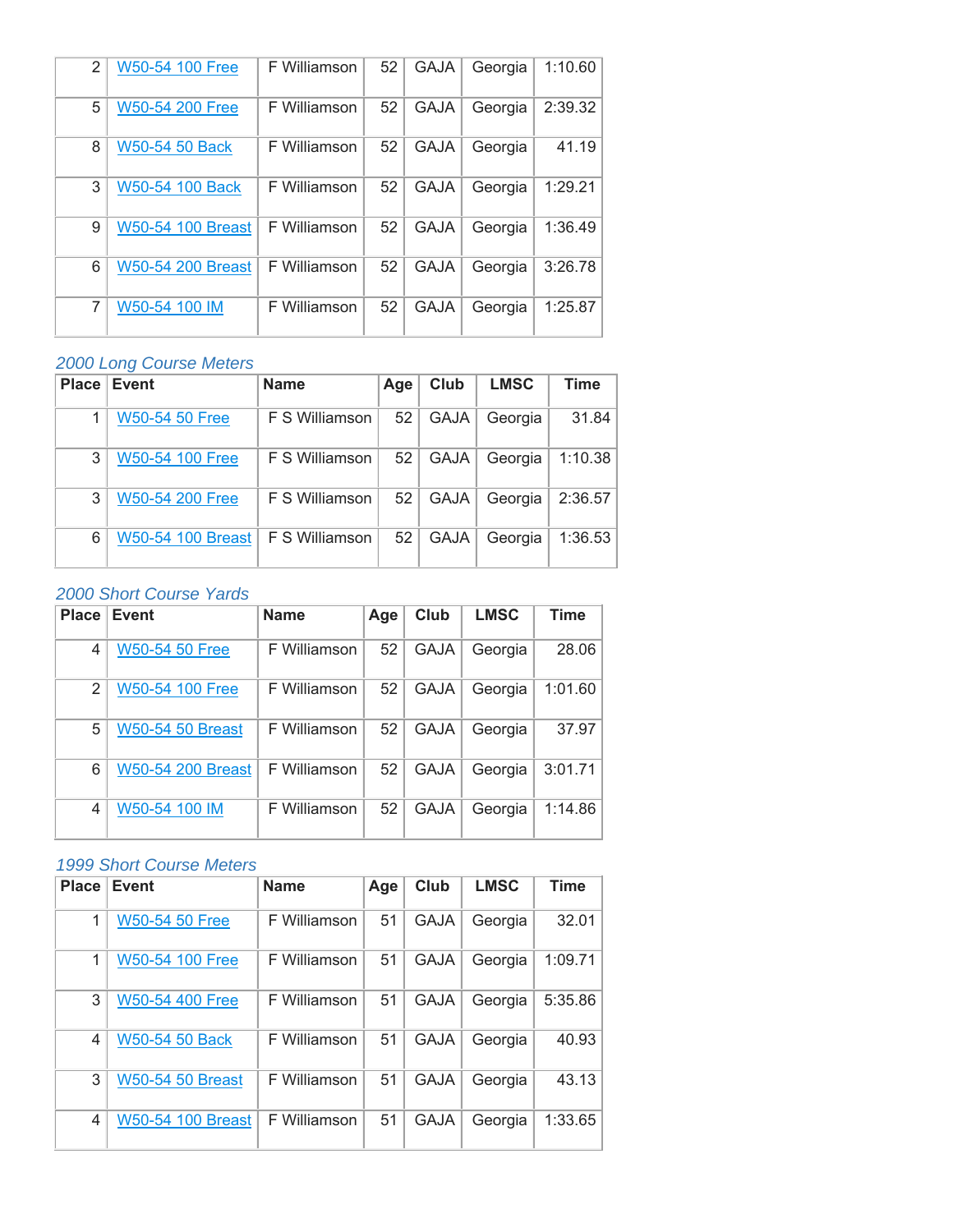| | | | | | | |
|---|---|---|---|---|---|---|
| 2 | W50-54 100 Free | F Williamson | 52 | GAJA | Georgia | 1:10.60 |
| 5 | W50-54 200 Free | F Williamson | 52 | GAJA | Georgia | 2:39.32 |
| 8 | W50-54 50 Back | F Williamson | 52 | GAJA | Georgia | 41.19 |
| 3 | W50-54 100 Back | F Williamson | 52 | GAJA | Georgia | 1:29.21 |
| 9 | W50-54 100 Breast | F Williamson | 52 | GAJA | Georgia | 1:36.49 |
| 6 | W50-54 200 Breast | F Williamson | 52 | GAJA | Georgia | 3:26.78 |
| 7 | W50-54 100 IM | F Williamson | 52 | GAJA | Georgia | 1:25.87 |

*2000 Long Course Meters*

| Place | Event | Name | Age | Club | LMSC | Time |
|---|---|---|---|---|---|---|
| 1 | W50-54 50 Free | F S Williamson | 52 | GAJA | Georgia | 31.84 |
| 3 | W50-54 100 Free | F S Williamson | 52 | GAJA | Georgia | 1:10.38 |
| 3 | W50-54 200 Free | F S Williamson | 52 | GAJA | Georgia | 2:36.57 |
| 6 | W50-54 100 Breast | F S Williamson | 52 | GAJA | Georgia | 1:36.53 |

*2000 Short Course Yards*

| Place | Event | Name | Age | Club | LMSC | Time |
|---|---|---|---|---|---|---|
| 4 | W50-54 50 Free | F Williamson | 52 | GAJA | Georgia | 28.06 |
| 2 | W50-54 100 Free | F Williamson | 52 | GAJA | Georgia | 1:01.60 |
| 5 | W50-54 50 Breast | F Williamson | 52 | GAJA | Georgia | 37.97 |
| 6 | W50-54 200 Breast | F Williamson | 52 | GAJA | Georgia | 3:01.71 |
| 4 | W50-54 100 IM | F Williamson | 52 | GAJA | Georgia | 1:14.86 |

*1999 Short Course Meters*

| Place | Event | Name | Age | Club | LMSC | Time |
|---|---|---|---|---|---|---|
| 1 | W50-54 50 Free | F Williamson | 51 | GAJA | Georgia | 32.01 |
| 1 | W50-54 100 Free | F Williamson | 51 | GAJA | Georgia | 1:09.71 |
| 3 | W50-54 400 Free | F Williamson | 51 | GAJA | Georgia | 5:35.86 |
| 4 | W50-54 50 Back | F Williamson | 51 | GAJA | Georgia | 40.93 |
| 3 | W50-54 50 Breast | F Williamson | 51 | GAJA | Georgia | 43.13 |
| 4 | W50-54 100 Breast | F Williamson | 51 | GAJA | Georgia | 1:33.65 |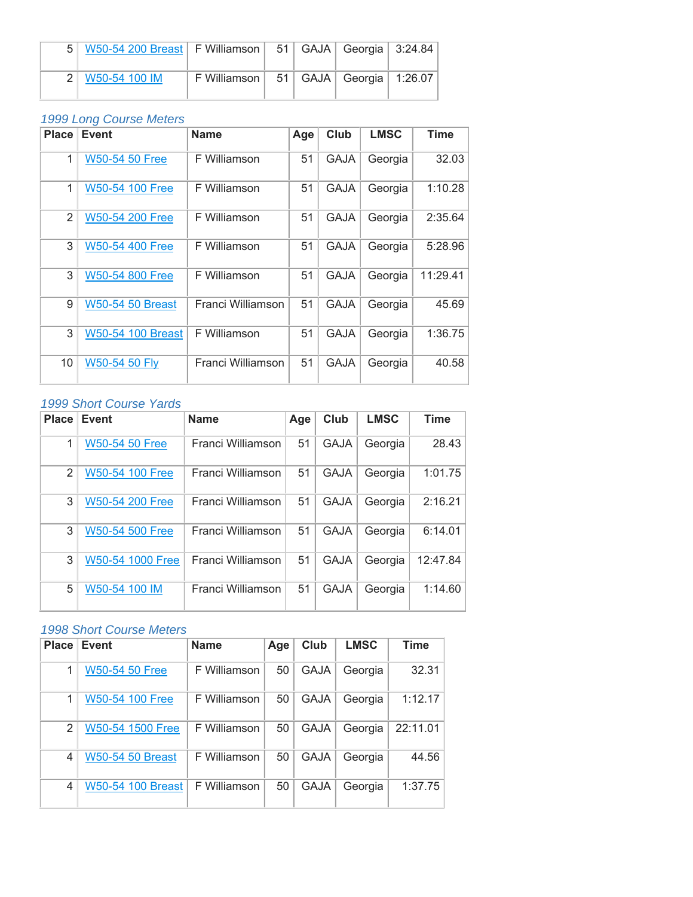| | | | | | | |
|---|---|---|---|---|---|---|
| 5 | W50-54 200 Breast | F Williamson | 51 | GAJA | Georgia | 3:24.84 |
| 2 | W50-54 100 IM | F Williamson | 51 | GAJA | Georgia | 1:26.07 |

*1999 Long Course Meters*

| Place | Event | Name | Age | Club | LMSC | Time |
|---|---|---|---|---|---|---|
| 1 | W50-54 50 Free | F Williamson | 51 | GAJA | Georgia | 32.03 |
| 1 | W50-54 100 Free | F Williamson | 51 | GAJA | Georgia | 1:10.28 |
| 2 | W50-54 200 Free | F Williamson | 51 | GAJA | Georgia | 2:35.64 |
| 3 | W50-54 400 Free | F Williamson | 51 | GAJA | Georgia | 5:28.96 |
| 3 | W50-54 800 Free | F Williamson | 51 | GAJA | Georgia | 11:29.41 |
| 9 | W50-54 50 Breast | Franci Williamson | 51 | GAJA | Georgia | 45.69 |
| 3 | W50-54 100 Breast | F Williamson | 51 | GAJA | Georgia | 1:36.75 |
| 10 | W50-54 50 Fly | Franci Williamson | 51 | GAJA | Georgia | 40.58 |

*1999 Short Course Yards*

| Place | Event | Name | Age | Club | LMSC | Time |
|---|---|---|---|---|---|---|
| 1 | W50-54 50 Free | Franci Williamson | 51 | GAJA | Georgia | 28.43 |
| 2 | W50-54 100 Free | Franci Williamson | 51 | GAJA | Georgia | 1:01.75 |
| 3 | W50-54 200 Free | Franci Williamson | 51 | GAJA | Georgia | 2:16.21 |
| 3 | W50-54 500 Free | Franci Williamson | 51 | GAJA | Georgia | 6:14.01 |
| 3 | W50-54 1000 Free | Franci Williamson | 51 | GAJA | Georgia | 12:47.84 |
| 5 | W50-54 100 IM | Franci Williamson | 51 | GAJA | Georgia | 1:14.60 |

*1998 Short Course Meters*

| Place | Event | Name | Age | Club | LMSC | Time |
|---|---|---|---|---|---|---|
| 1 | W50-54 50 Free | F Williamson | 50 | GAJA | Georgia | 32.31 |
| 1 | W50-54 100 Free | F Williamson | 50 | GAJA | Georgia | 1:12.17 |
| 2 | W50-54 1500 Free | F Williamson | 50 | GAJA | Georgia | 22:11.01 |
| 4 | W50-54 50 Breast | F Williamson | 50 | GAJA | Georgia | 44.56 |
| 4 | W50-54 100 Breast | F Williamson | 50 | GAJA | Georgia | 1:37.75 |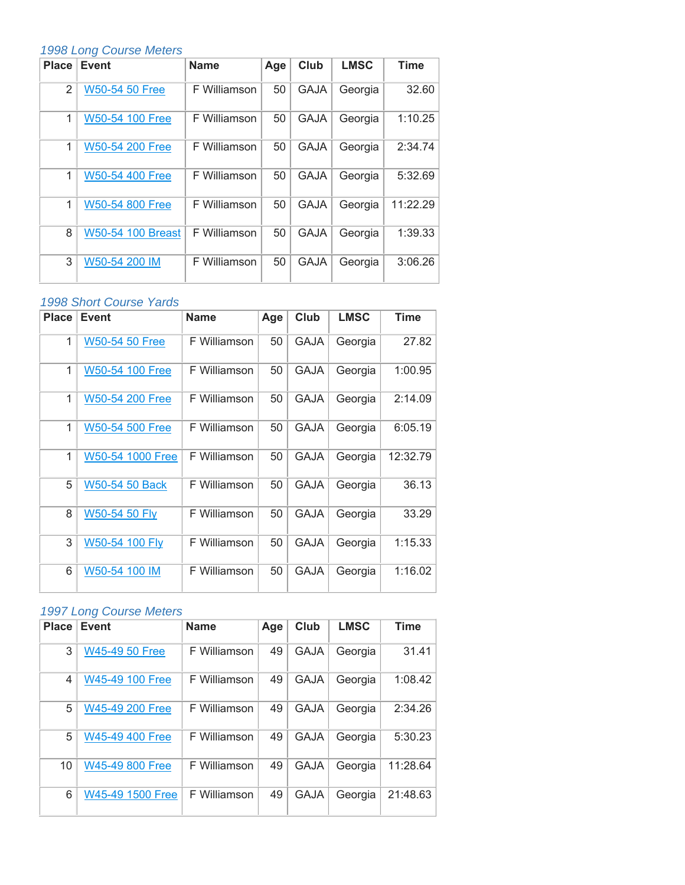*1998 Long Course Meters*

| Place | Event | Name | Age | Club | LMSC | Time |
|---|---|---|---|---|---|---|
| 2 | W50-54 50 Free | F Williamson | 50 | GAJA | Georgia | 32.60 |
| 1 | W50-54 100 Free | F Williamson | 50 | GAJA | Georgia | 1:10.25 |
| 1 | W50-54 200 Free | F Williamson | 50 | GAJA | Georgia | 2:34.74 |
| 1 | W50-54 400 Free | F Williamson | 50 | GAJA | Georgia | 5:32.69 |
| 1 | W50-54 800 Free | F Williamson | 50 | GAJA | Georgia | 11:22.29 |
| 8 | W50-54 100 Breast | F Williamson | 50 | GAJA | Georgia | 1:39.33 |
| 3 | W50-54 200 IM | F Williamson | 50 | GAJA | Georgia | 3:06.26 |

*1998 Short Course Yards*

| Place | Event | Name | Age | Club | LMSC | Time |
|---|---|---|---|---|---|---|
| 1 | W50-54 50 Free | F Williamson | 50 | GAJA | Georgia | 27.82 |
| 1 | W50-54 100 Free | F Williamson | 50 | GAJA | Georgia | 1:00.95 |
| 1 | W50-54 200 Free | F Williamson | 50 | GAJA | Georgia | 2:14.09 |
| 1 | W50-54 500 Free | F Williamson | 50 | GAJA | Georgia | 6:05.19 |
| 1 | W50-54 1000 Free | F Williamson | 50 | GAJA | Georgia | 12:32.79 |
| 5 | W50-54 50 Back | F Williamson | 50 | GAJA | Georgia | 36.13 |
| 8 | W50-54 50 Fly | F Williamson | 50 | GAJA | Georgia | 33.29 |
| 3 | W50-54 100 Fly | F Williamson | 50 | GAJA | Georgia | 1:15.33 |
| 6 | W50-54 100 IM | F Williamson | 50 | GAJA | Georgia | 1:16.02 |

*1997 Long Course Meters*

| Place | Event | Name | Age | Club | LMSC | Time |
|---|---|---|---|---|---|---|
| 3 | W45-49 50 Free | F Williamson | 49 | GAJA | Georgia | 31.41 |
| 4 | W45-49 100 Free | F Williamson | 49 | GAJA | Georgia | 1:08.42 |
| 5 | W45-49 200 Free | F Williamson | 49 | GAJA | Georgia | 2:34.26 |
| 5 | W45-49 400 Free | F Williamson | 49 | GAJA | Georgia | 5:30.23 |
| 10 | W45-49 800 Free | F Williamson | 49 | GAJA | Georgia | 11:28.64 |
| 6 | W45-49 1500 Free | F Williamson | 49 | GAJA | Georgia | 21:48.63 |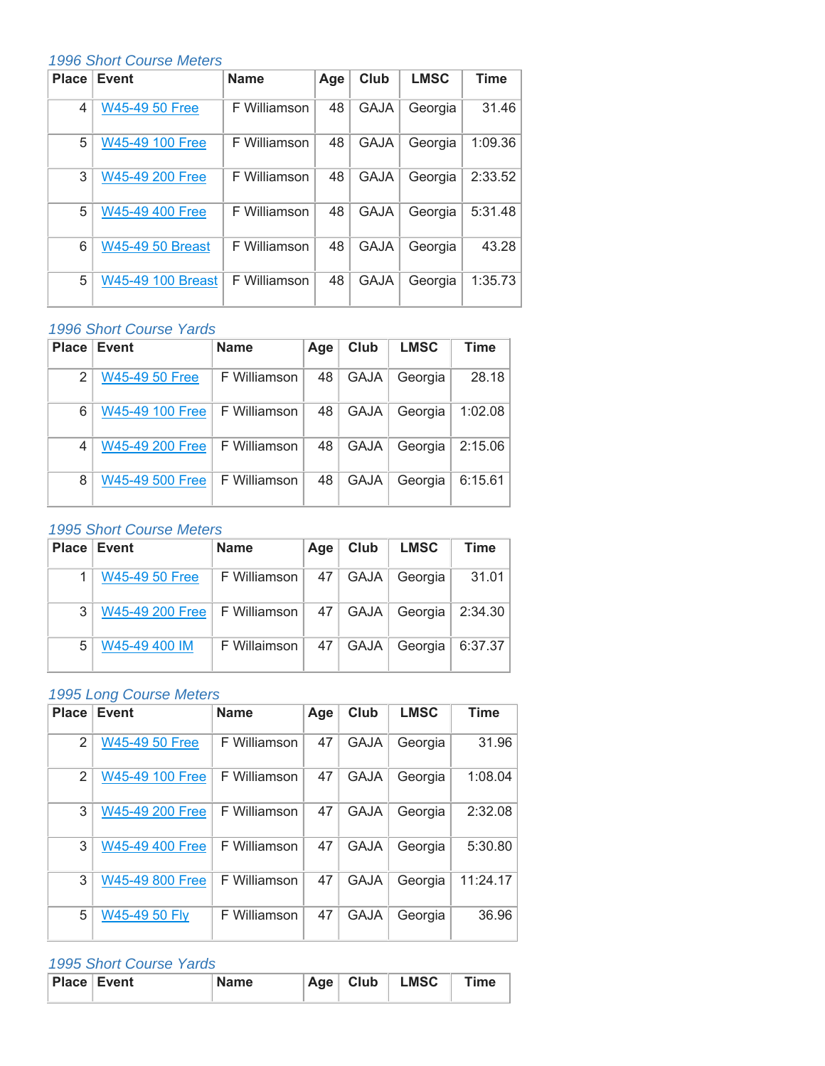*1996 Short Course Meters*

| Place | Event | Name | Age | Club | LMSC | Time |
|---|---|---|---|---|---|---|
| 4 | W45-49 50 Free | F Williamson | 48 | GAJA | Georgia | 31.46 |
| 5 | W45-49 100 Free | F Williamson | 48 | GAJA | Georgia | 1:09.36 |
| 3 | W45-49 200 Free | F Williamson | 48 | GAJA | Georgia | 2:33.52 |
| 5 | W45-49 400 Free | F Williamson | 48 | GAJA | Georgia | 5:31.48 |
| 6 | W45-49 50 Breast | F Williamson | 48 | GAJA | Georgia | 43.28 |
| 5 | W45-49 100 Breast | F Williamson | 48 | GAJA | Georgia | 1:35.73 |

*1996 Short Course Yards*

| Place | Event | Name | Age | Club | LMSC | Time |
|---|---|---|---|---|---|---|
| 2 | W45-49 50 Free | F Williamson | 48 | GAJA | Georgia | 28.18 |
| 6 | W45-49 100 Free | F Williamson | 48 | GAJA | Georgia | 1:02.08 |
| 4 | W45-49 200 Free | F Williamson | 48 | GAJA | Georgia | 2:15.06 |
| 8 | W45-49 500 Free | F Williamson | 48 | GAJA | Georgia | 6:15.61 |

*1995 Short Course Meters*

| Place | Event | Name | Age | Club | LMSC | Time |
|---|---|---|---|---|---|---|
| 1 | W45-49 50 Free | F Williamson | 47 | GAJA | Georgia | 31.01 |
| 3 | W45-49 200 Free | F Williamson | 47 | GAJA | Georgia | 2:34.30 |
| 5 | W45-49 400 IM | F Willaimson | 47 | GAJA | Georgia | 6:37.37 |

*1995 Long Course Meters*

| Place | Event | Name | Age | Club | LMSC | Time |
|---|---|---|---|---|---|---|
| 2 | W45-49 50 Free | F Williamson | 47 | GAJA | Georgia | 31.96 |
| 2 | W45-49 100 Free | F Williamson | 47 | GAJA | Georgia | 1:08.04 |
| 3 | W45-49 200 Free | F Williamson | 47 | GAJA | Georgia | 2:32.08 |
| 3 | W45-49 400 Free | F Williamson | 47 | GAJA | Georgia | 5:30.80 |
| 3 | W45-49 800 Free | F Williamson | 47 | GAJA | Georgia | 11:24.17 |
| 5 | W45-49 50 Fly | F Williamson | 47 | GAJA | Georgia | 36.96 |

*1995 Short Course Yards*

| Place | Event | Name | Age | Club | LMSC | Time |
|---|---|---|---|---|---|---|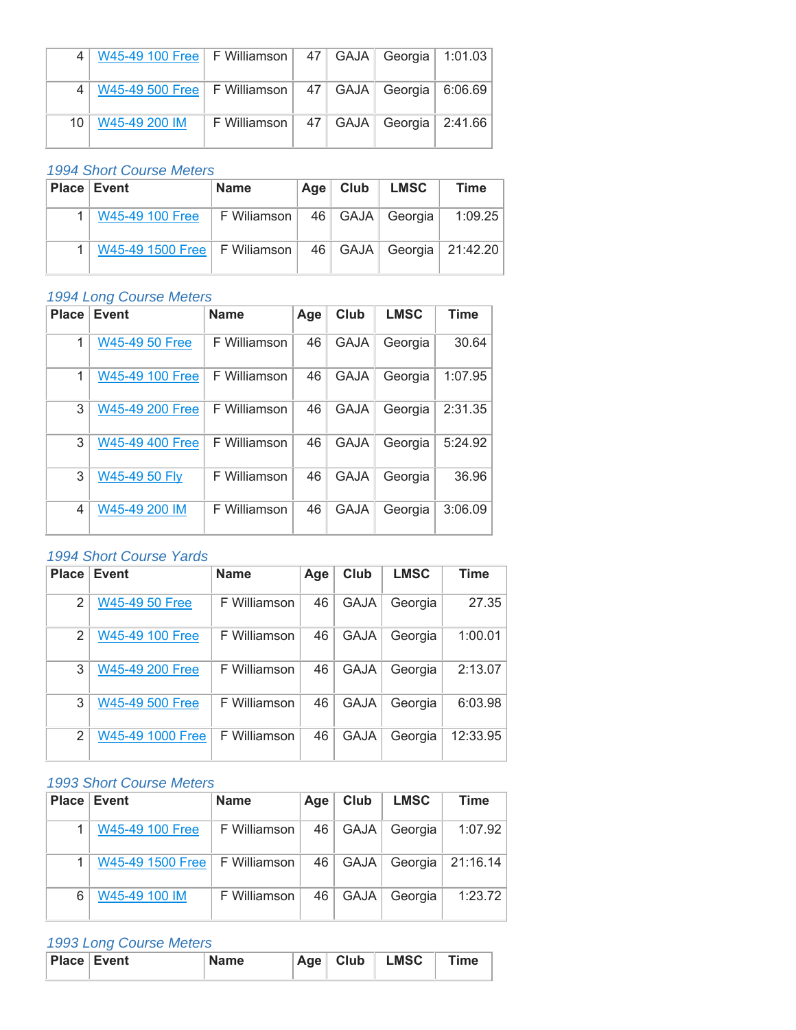| Place | Event | Name | Age | Club | LMSC | Time |
|---|---|---|---|---|---|---|
| 4 | W45-49 100 Free | F Williamson | 47 | GAJA | Georgia | 1:01.03 |
| 4 | W45-49 500 Free | F Williamson | 47 | GAJA | Georgia | 6:06.69 |
| 10 | W45-49 200 IM | F Williamson | 47 | GAJA | Georgia | 2:41.66 |

### *1994 Short Course Meters*

| Place | Event | Name | Age | Club | LMSC | Time |
|---|---|---|---|---|---|---|
| 1 | W45-49 100 Free | F Wiliamson | 46 | GAJA | Georgia | 1:09.25 |
| 1 | W45-49 1500 Free | F Wiliamson | 46 | GAJA | Georgia | 21:42.20 |

### *1994 Long Course Meters*

| Place | Event | Name | Age | Club | LMSC | Time |
|---|---|---|---|---|---|---|
| 1 | W45-49 50 Free | F Williamson | 46 | GAJA | Georgia | 30.64 |
| 1 | W45-49 100 Free | F Williamson | 46 | GAJA | Georgia | 1:07.95 |
| 3 | W45-49 200 Free | F Williamson | 46 | GAJA | Georgia | 2:31.35 |
| 3 | W45-49 400 Free | F Williamson | 46 | GAJA | Georgia | 5:24.92 |
| 3 | W45-49 50 Fly | F Williamson | 46 | GAJA | Georgia | 36.96 |
| 4 | W45-49 200 IM | F Williamson | 46 | GAJA | Georgia | 3:06.09 |

### *1994 Short Course Yards*

| Place | Event | Name | Age | Club | LMSC | Time |
|---|---|---|---|---|---|---|
| 2 | W45-49 50 Free | F Williamson | 46 | GAJA | Georgia | 27.35 |
| 2 | W45-49 100 Free | F Williamson | 46 | GAJA | Georgia | 1:00.01 |
| 3 | W45-49 200 Free | F Williamson | 46 | GAJA | Georgia | 2:13.07 |
| 3 | W45-49 500 Free | F Williamson | 46 | GAJA | Georgia | 6:03.98 |
| 2 | W45-49 1000 Free | F Williamson | 46 | GAJA | Georgia | 12:33.95 |

### *1993 Short Course Meters*

| Place | Event | Name | Age | Club | LMSC | Time |
|---|---|---|---|---|---|---|
| 1 | W45-49 100 Free | F Williamson | 46 | GAJA | Georgia | 1:07.92 |
| 1 | W45-49 1500 Free | F Williamson | 46 | GAJA | Georgia | 21:16.14 |
| 6 | W45-49 100 IM | F Williamson | 46 | GAJA | Georgia | 1:23.72 |

### *1993 Long Course Meters*

| Place | Event | Name | Age | Club | LMSC | Time |
|---|---|---|---|---|---|---|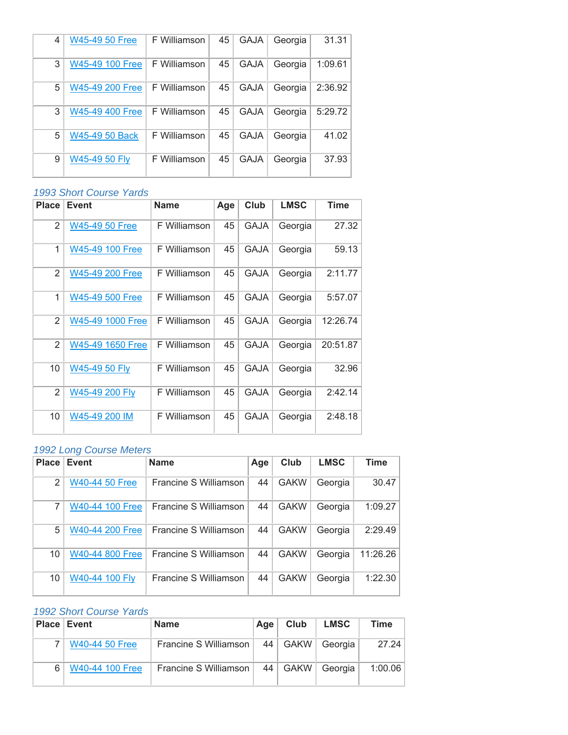| | | | | | | |
|---|---|---|---|---|---|---|
| 4 | W45-49 50 Free | F Williamson | 45 | GAJA | Georgia | 31.31 |
| 3 | W45-49 100 Free | F Williamson | 45 | GAJA | Georgia | 1:09.61 |
| 5 | W45-49 200 Free | F Williamson | 45 | GAJA | Georgia | 2:36.92 |
| 3 | W45-49 400 Free | F Williamson | 45 | GAJA | Georgia | 5:29.72 |
| 5 | W45-49 50 Back | F Williamson | 45 | GAJA | Georgia | 41.02 |
| 9 | W45-49 50 Fly | F Williamson | 45 | GAJA | Georgia | 37.93 |

*1993 Short Course Yards*

| Place | Event | Name | Age | Club | LMSC | Time |
|---|---|---|---|---|---|---|
| 2 | W45-49 50 Free | F Williamson | 45 | GAJA | Georgia | 27.32 |
| 1 | W45-49 100 Free | F Williamson | 45 | GAJA | Georgia | 59.13 |
| 2 | W45-49 200 Free | F Williamson | 45 | GAJA | Georgia | 2:11.77 |
| 1 | W45-49 500 Free | F Williamson | 45 | GAJA | Georgia | 5:57.07 |
| 2 | W45-49 1000 Free | F Williamson | 45 | GAJA | Georgia | 12:26.74 |
| 2 | W45-49 1650 Free | F Williamson | 45 | GAJA | Georgia | 20:51.87 |
| 10 | W45-49 50 Fly | F Williamson | 45 | GAJA | Georgia | 32.96 |
| 2 | W45-49 200 Fly | F Williamson | 45 | GAJA | Georgia | 2:42.14 |
| 10 | W45-49 200 IM | F Williamson | 45 | GAJA | Georgia | 2:48.18 |

*1992 Long Course Meters*

| Place | Event | Name | Age | Club | LMSC | Time |
|---|---|---|---|---|---|---|
| 2 | W40-44 50 Free | Francine S Williamson | 44 | GAKW | Georgia | 30.47 |
| 7 | W40-44 100 Free | Francine S Williamson | 44 | GAKW | Georgia | 1:09.27 |
| 5 | W40-44 200 Free | Francine S Williamson | 44 | GAKW | Georgia | 2:29.49 |
| 10 | W40-44 800 Free | Francine S Williamson | 44 | GAKW | Georgia | 11:26.26 |
| 10 | W40-44 100 Fly | Francine S Williamson | 44 | GAKW | Georgia | 1:22.30 |

*1992 Short Course Yards*

| Place | Event | Name | Age | Club | LMSC | Time |
|---|---|---|---|---|---|---|
| 7 | W40-44 50 Free | Francine S Williamson | 44 | GAKW | Georgia | 27.24 |
| 6 | W40-44 100 Free | Francine S Williamson | 44 | GAKW | Georgia | 1:00.06 |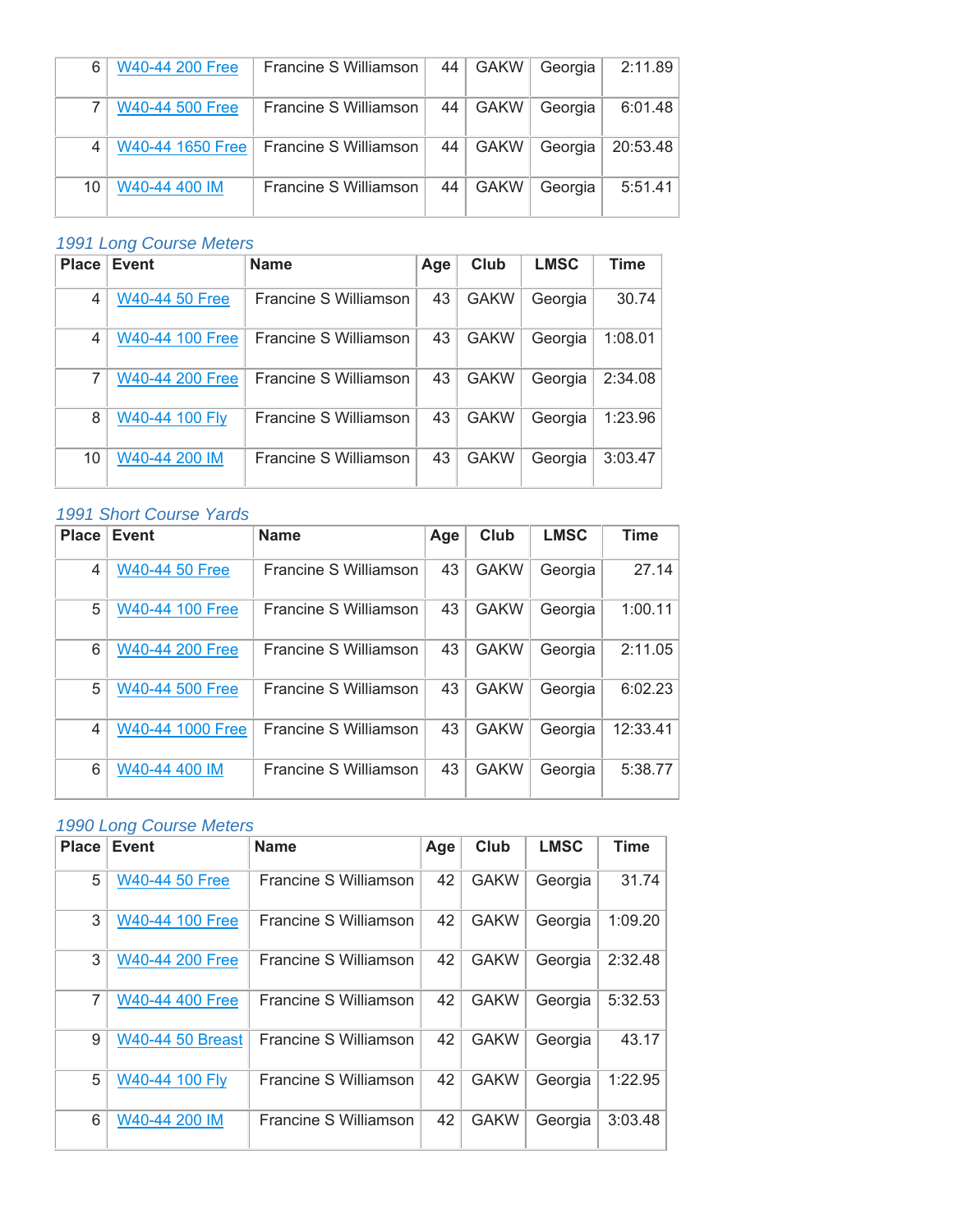| Place | Event | Name | Age | Club | LMSC | Time |
|---|---|---|---|---|---|---|
| 6 | W40-44 200 Free | Francine S Williamson | 44 | GAKW | Georgia | 2:11.89 |
| 7 | W40-44 500 Free | Francine S Williamson | 44 | GAKW | Georgia | 6:01.48 |
| 4 | W40-44 1650 Free | Francine S Williamson | 44 | GAKW | Georgia | 20:53.48 |
| 10 | W40-44 400 IM | Francine S Williamson | 44 | GAKW | Georgia | 5:51.41 |

*1991 Long Course Meters*

| Place | Event | Name | Age | Club | LMSC | Time |
|---|---|---|---|---|---|---|
| 4 | W40-44 50 Free | Francine S Williamson | 43 | GAKW | Georgia | 30.74 |
| 4 | W40-44 100 Free | Francine S Williamson | 43 | GAKW | Georgia | 1:08.01 |
| 7 | W40-44 200 Free | Francine S Williamson | 43 | GAKW | Georgia | 2:34.08 |
| 8 | W40-44 100 Fly | Francine S Williamson | 43 | GAKW | Georgia | 1:23.96 |
| 10 | W40-44 200 IM | Francine S Williamson | 43 | GAKW | Georgia | 3:03.47 |

*1991 Short Course Yards*

| Place | Event | Name | Age | Club | LMSC | Time |
|---|---|---|---|---|---|---|
| 4 | W40-44 50 Free | Francine S Williamson | 43 | GAKW | Georgia | 27.14 |
| 5 | W40-44 100 Free | Francine S Williamson | 43 | GAKW | Georgia | 1:00.11 |
| 6 | W40-44 200 Free | Francine S Williamson | 43 | GAKW | Georgia | 2:11.05 |
| 5 | W40-44 500 Free | Francine S Williamson | 43 | GAKW | Georgia | 6:02.23 |
| 4 | W40-44 1000 Free | Francine S Williamson | 43 | GAKW | Georgia | 12:33.41 |
| 6 | W40-44 400 IM | Francine S Williamson | 43 | GAKW | Georgia | 5:38.77 |

*1990 Long Course Meters*

| Place | Event | Name | Age | Club | LMSC | Time |
|---|---|---|---|---|---|---|
| 5 | W40-44 50 Free | Francine S Williamson | 42 | GAKW | Georgia | 31.74 |
| 3 | W40-44 100 Free | Francine S Williamson | 42 | GAKW | Georgia | 1:09.20 |
| 3 | W40-44 200 Free | Francine S Williamson | 42 | GAKW | Georgia | 2:32.48 |
| 7 | W40-44 400 Free | Francine S Williamson | 42 | GAKW | Georgia | 5:32.53 |
| 9 | W40-44 50 Breast | Francine S Williamson | 42 | GAKW | Georgia | 43.17 |
| 5 | W40-44 100 Fly | Francine S Williamson | 42 | GAKW | Georgia | 1:22.95 |
| 6 | W40-44 200 IM | Francine S Williamson | 42 | GAKW | Georgia | 3:03.48 |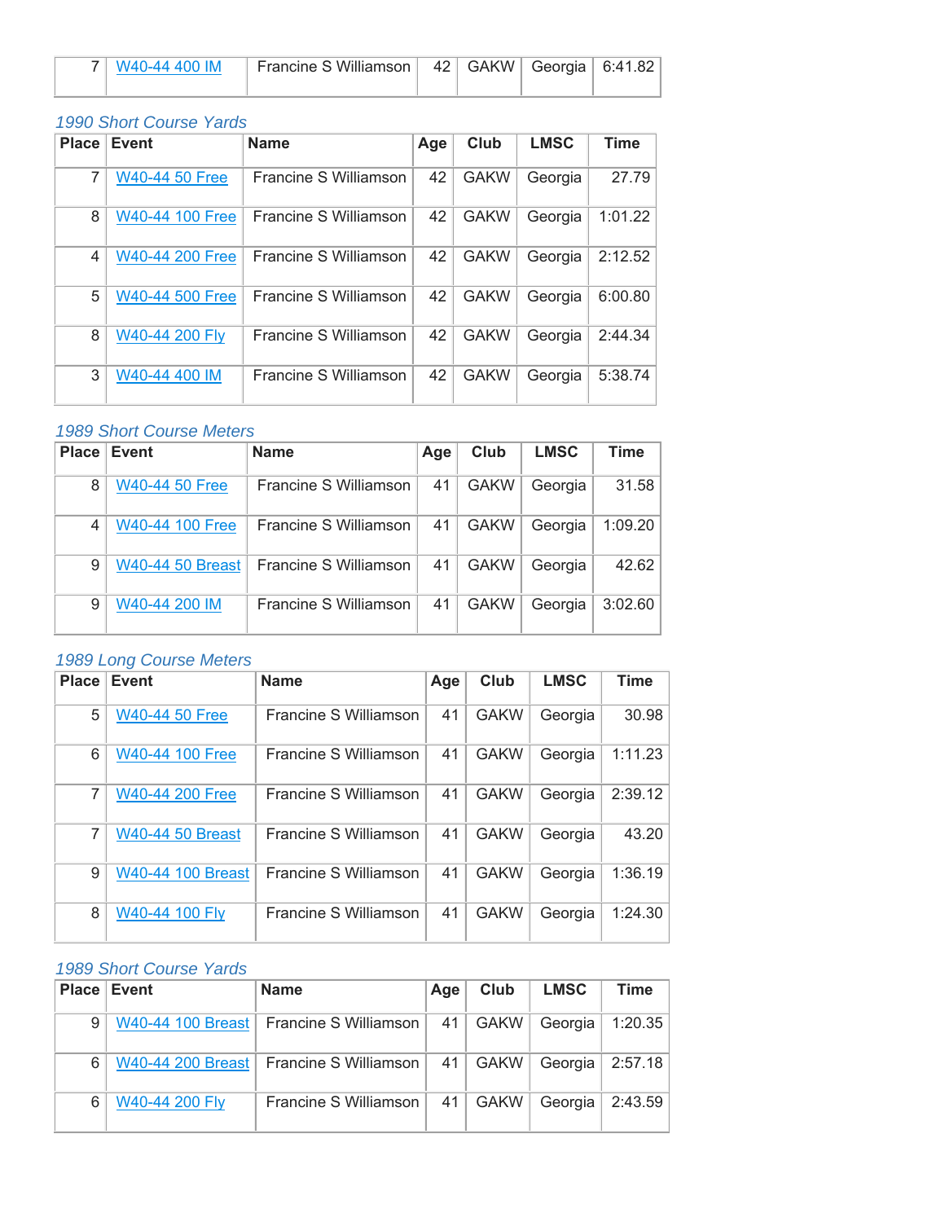| Place | Event | Name | Age | Club | LMSC | Time |
| --- | --- | --- | --- | --- | --- | --- |
| 7 | W40-44 400 IM | Francine S Williamson | 42 | GAKW | Georgia | 6:41.82 |

### 1990 Short Course Yards

| Place | Event | Name | Age | Club | LMSC | Time |
| --- | --- | --- | --- | --- | --- | --- |
| 7 | W40-44 50 Free | Francine S Williamson | 42 | GAKW | Georgia | 27.79 |
| 8 | W40-44 100 Free | Francine S Williamson | 42 | GAKW | Georgia | 1:01.22 |
| 4 | W40-44 200 Free | Francine S Williamson | 42 | GAKW | Georgia | 2:12.52 |
| 5 | W40-44 500 Free | Francine S Williamson | 42 | GAKW | Georgia | 6:00.80 |
| 8 | W40-44 200 Fly | Francine S Williamson | 42 | GAKW | Georgia | 2:44.34 |
| 3 | W40-44 400 IM | Francine S Williamson | 42 | GAKW | Georgia | 5:38.74 |

### 1989 Short Course Meters

| Place | Event | Name | Age | Club | LMSC | Time |
| --- | --- | --- | --- | --- | --- | --- |
| 8 | W40-44 50 Free | Francine S Williamson | 41 | GAKW | Georgia | 31.58 |
| 4 | W40-44 100 Free | Francine S Williamson | 41 | GAKW | Georgia | 1:09.20 |
| 9 | W40-44 50 Breast | Francine S Williamson | 41 | GAKW | Georgia | 42.62 |
| 9 | W40-44 200 IM | Francine S Williamson | 41 | GAKW | Georgia | 3:02.60 |

### 1989 Long Course Meters

| Place | Event | Name | Age | Club | LMSC | Time |
| --- | --- | --- | --- | --- | --- | --- |
| 5 | W40-44 50 Free | Francine S Williamson | 41 | GAKW | Georgia | 30.98 |
| 6 | W40-44 100 Free | Francine S Williamson | 41 | GAKW | Georgia | 1:11.23 |
| 7 | W40-44 200 Free | Francine S Williamson | 41 | GAKW | Georgia | 2:39.12 |
| 7 | W40-44 50 Breast | Francine S Williamson | 41 | GAKW | Georgia | 43.20 |
| 9 | W40-44 100 Breast | Francine S Williamson | 41 | GAKW | Georgia | 1:36.19 |
| 8 | W40-44 100 Fly | Francine S Williamson | 41 | GAKW | Georgia | 1:24.30 |

### 1989 Short Course Yards

| Place | Event | Name | Age | Club | LMSC | Time |
| --- | --- | --- | --- | --- | --- | --- |
| 9 | W40-44 100 Breast | Francine S Williamson | 41 | GAKW | Georgia | 1:20.35 |
| 6 | W40-44 200 Breast | Francine S Williamson | 41 | GAKW | Georgia | 2:57.18 |
| 6 | W40-44 200 Fly | Francine S Williamson | 41 | GAKW | Georgia | 2:43.59 |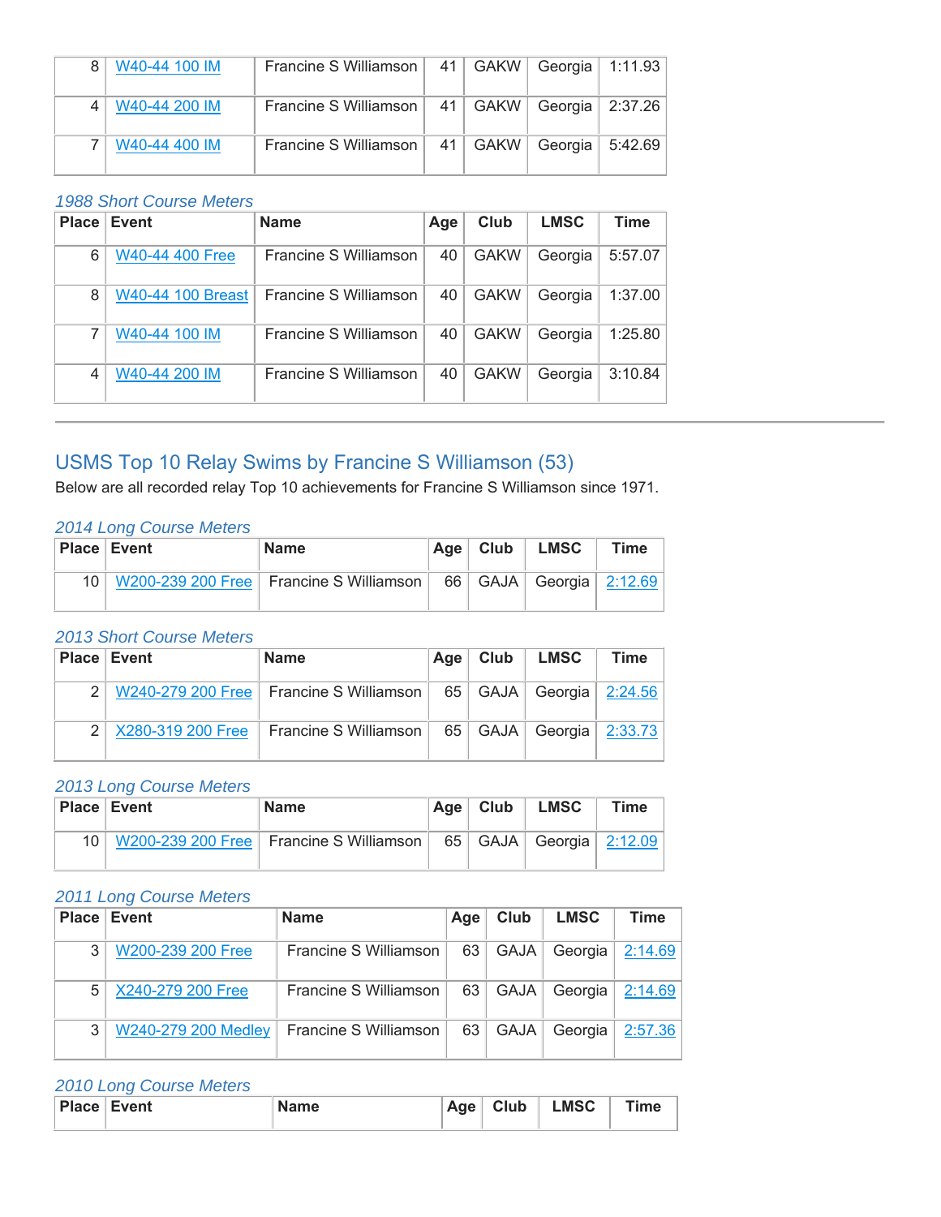| Place | Event | Name | Age | Club | LMSC | Time |
|---|---|---|---|---|---|---|
| 8 | W40-44 100 IM | Francine S Williamson | 41 | GAKW | Georgia | 1:11.93 |
| 4 | W40-44 200 IM | Francine S Williamson | 41 | GAKW | Georgia | 2:37.26 |
| 7 | W40-44 400 IM | Francine S Williamson | 41 | GAKW | Georgia | 5:42.69 |

*1988 Short Course Meters*

| Place | Event | Name | Age | Club | LMSC | Time |
|---|---|---|---|---|---|---|
| 6 | W40-44 400 Free | Francine S Williamson | 40 | GAKW | Georgia | 5:57.07 |
| 8 | W40-44 100 Breast | Francine S Williamson | 40 | GAKW | Georgia | 1:37.00 |
| 7 | W40-44 100 IM | Francine S Williamson | 40 | GAKW | Georgia | 1:25.80 |
| 4 | W40-44 200 IM | Francine S Williamson | 40 | GAKW | Georgia | 3:10.84 |

---

## USMS Top 10 Relay Swims by Francine S Williamson (53)

Below are all recorded relay Top 10 achievements for Francine S Williamson since 1971.

*2014 Long Course Meters*

| Place | Event | Name | Age | Club | LMSC | Time |
|---|---|---|---|---|---|---|
| 10 | W200-239 200 Free | Francine S Williamson | 66 | GAJA | Georgia | 2:12.69 |

*2013 Short Course Meters*

| Place | Event | Name | Age | Club | LMSC | Time |
|---|---|---|---|---|---|---|
| 2 | W240-279 200 Free | Francine S Williamson | 65 | GAJA | Georgia | 2:24.56 |
| 2 | X280-319 200 Free | Francine S Williamson | 65 | GAJA | Georgia | 2:33.73 |

*2013 Long Course Meters*

| Place | Event | Name | Age | Club | LMSC | Time |
|---|---|---|---|---|---|---|
| 10 | W200-239 200 Free | Francine S Williamson | 65 | GAJA | Georgia | 2:12.09 |

*2011 Long Course Meters*

| Place | Event | Name | Age | Club | LMSC | Time |
|---|---|---|---|---|---|---|
| 3 | W200-239 200 Free | Francine S Williamson | 63 | GAJA | Georgia | 2:14.69 |
| 5 | X240-279 200 Free | Francine S Williamson | 63 | GAJA | Georgia | 2:14.69 |
| 3 | W240-279 200 Medley | Francine S Williamson | 63 | GAJA | Georgia | 2:57.36 |

*2010 Long Course Meters*

| Place | Event | Name | Age | Club | LMSC | Time |
|---|---|---|---|---|---|---|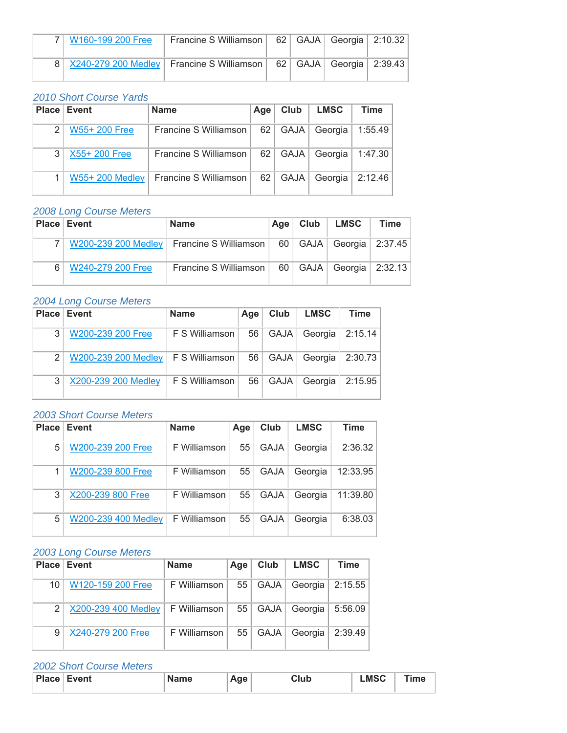| | | | | | | |
|---|---|---|---|---|---|---|
| 7 | W160-199 200 Free | Francine S Williamson | 62 | GAJA | Georgia | 2:10.32 |
| 8 | X240-279 200 Medley | Francine S Williamson | 62 | GAJA | Georgia | 2:39.43 |

*2010 Short Course Yards*

| Place | Event | Name | Age | Club | LMSC | Time |
|---|---|---|---|---|---|---|
| 2 | W55+ 200 Free | Francine S Williamson | 62 | GAJA | Georgia | 1:55.49 |
| 3 | X55+ 200 Free | Francine S Williamson | 62 | GAJA | Georgia | 1:47.30 |
| 1 | W55+ 200 Medley | Francine S Williamson | 62 | GAJA | Georgia | 2:12.46 |

*2008 Long Course Meters*

| Place | Event | Name | Age | Club | LMSC | Time |
|---|---|---|---|---|---|---|
| 7 | W200-239 200 Medley | Francine S Williamson | 60 | GAJA | Georgia | 2:37.45 |
| 6 | W240-279 200 Free | Francine S Williamson | 60 | GAJA | Georgia | 2:32.13 |

*2004 Long Course Meters*

| Place | Event | Name | Age | Club | LMSC | Time |
|---|---|---|---|---|---|---|
| 3 | W200-239 200 Free | F S Williamson | 56 | GAJA | Georgia | 2:15.14 |
| 2 | W200-239 200 Medley | F S Williamson | 56 | GAJA | Georgia | 2:30.73 |
| 3 | X200-239 200 Medley | F S Williamson | 56 | GAJA | Georgia | 2:15.95 |

*2003 Short Course Meters*

| Place | Event | Name | Age | Club | LMSC | Time |
|---|---|---|---|---|---|---|
| 5 | W200-239 200 Free | F Williamson | 55 | GAJA | Georgia | 2:36.32 |
| 1 | W200-239 800 Free | F Williamson | 55 | GAJA | Georgia | 12:33.95 |
| 3 | X200-239 800 Free | F Williamson | 55 | GAJA | Georgia | 11:39.80 |
| 5 | W200-239 400 Medley | F Williamson | 55 | GAJA | Georgia | 6:38.03 |

*2003 Long Course Meters*

| Place | Event | Name | Age | Club | LMSC | Time |
|---|---|---|---|---|---|---|
| 10 | W120-159 200 Free | F Williamson | 55 | GAJA | Georgia | 2:15.55 |
| 2 | X200-239 400 Medley | F Williamson | 55 | GAJA | Georgia | 5:56.09 |
| 9 | X240-279 200 Free | F Williamson | 55 | GAJA | Georgia | 2:39.49 |

*2002 Short Course Meters*

| Place | Event | Name | Age | Club | LMSC | Time |
|---|---|---|---|---|---|---|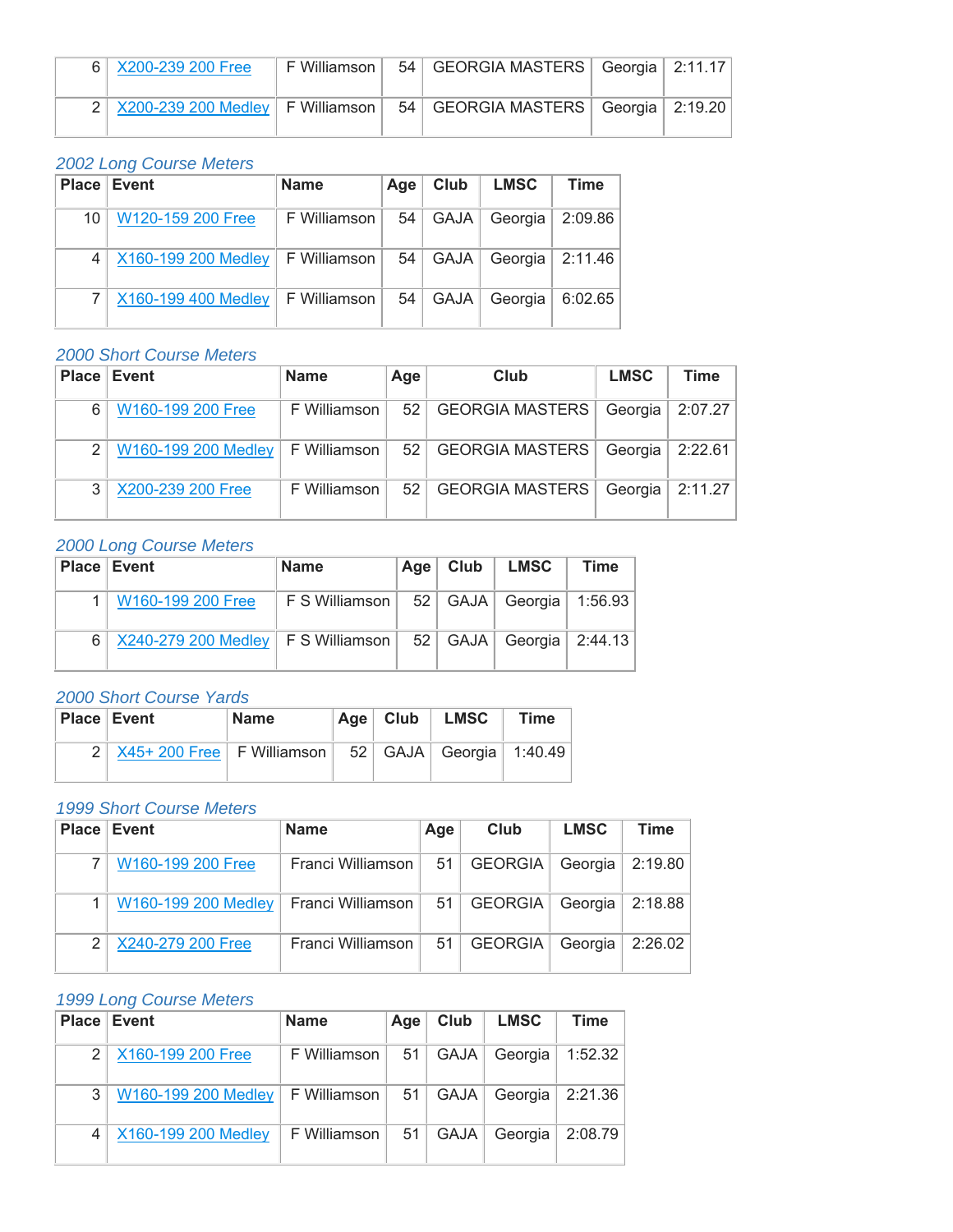| | | | | | | |
|---|---|---|---|---|---|---|
| 6 | X200-239 200 Free | F Williamson | 54 | GEORGIA MASTERS | Georgia | 2:11.17 |
| 2 | X200-239 200 Medley | F Williamson | 54 | GEORGIA MASTERS | Georgia | 2:19.20 |

*2002 Long Course Meters*

| Place | Event | Name | Age | Club | LMSC | Time |
|---|---|---|---|---|---|---|
| 10 | W120-159 200 Free | F Williamson | 54 | GAJA | Georgia | 2:09.86 |
| 4 | X160-199 200 Medley | F Williamson | 54 | GAJA | Georgia | 2:11.46 |
| 7 | X160-199 400 Medley | F Williamson | 54 | GAJA | Georgia | 6:02.65 |

*2000 Short Course Meters*

| Place | Event | Name | Age | Club | LMSC | Time |
|---|---|---|---|---|---|---|
| 6 | W160-199 200 Free | F Williamson | 52 | GEORGIA MASTERS | Georgia | 2:07.27 |
| 2 | W160-199 200 Medley | F Williamson | 52 | GEORGIA MASTERS | Georgia | 2:22.61 |
| 3 | X200-239 200 Free | F Williamson | 52 | GEORGIA MASTERS | Georgia | 2:11.27 |

*2000 Long Course Meters*

| Place | Event | Name | Age | Club | LMSC | Time |
|---|---|---|---|---|---|---|
| 1 | W160-199 200 Free | F S Williamson | 52 | GAJA | Georgia | 1:56.93 |
| 6 | X240-279 200 Medley | F S Williamson | 52 | GAJA | Georgia | 2:44.13 |

*2000 Short Course Yards*

| Place | Event | Name | Age | Club | LMSC | Time |
|---|---|---|---|---|---|---|
| 2 | X45+ 200 Free | F Williamson | 52 | GAJA | Georgia | 1:40.49 |

*1999 Short Course Meters*

| Place | Event | Name | Age | Club | LMSC | Time |
|---|---|---|---|---|---|---|
| 7 | W160-199 200 Free | Franci Williamson | 51 | GEORGIA | Georgia | 2:19.80 |
| 1 | W160-199 200 Medley | Franci Williamson | 51 | GEORGIA | Georgia | 2:18.88 |
| 2 | X240-279 200 Free | Franci Williamson | 51 | GEORGIA | Georgia | 2:26.02 |

*1999 Long Course Meters*

| Place | Event | Name | Age | Club | LMSC | Time |
|---|---|---|---|---|---|---|
| 2 | X160-199 200 Free | F Williamson | 51 | GAJA | Georgia | 1:52.32 |
| 3 | W160-199 200 Medley | F Williamson | 51 | GAJA | Georgia | 2:21.36 |
| 4 | X160-199 200 Medley | F Williamson | 51 | GAJA | Georgia | 2:08.79 |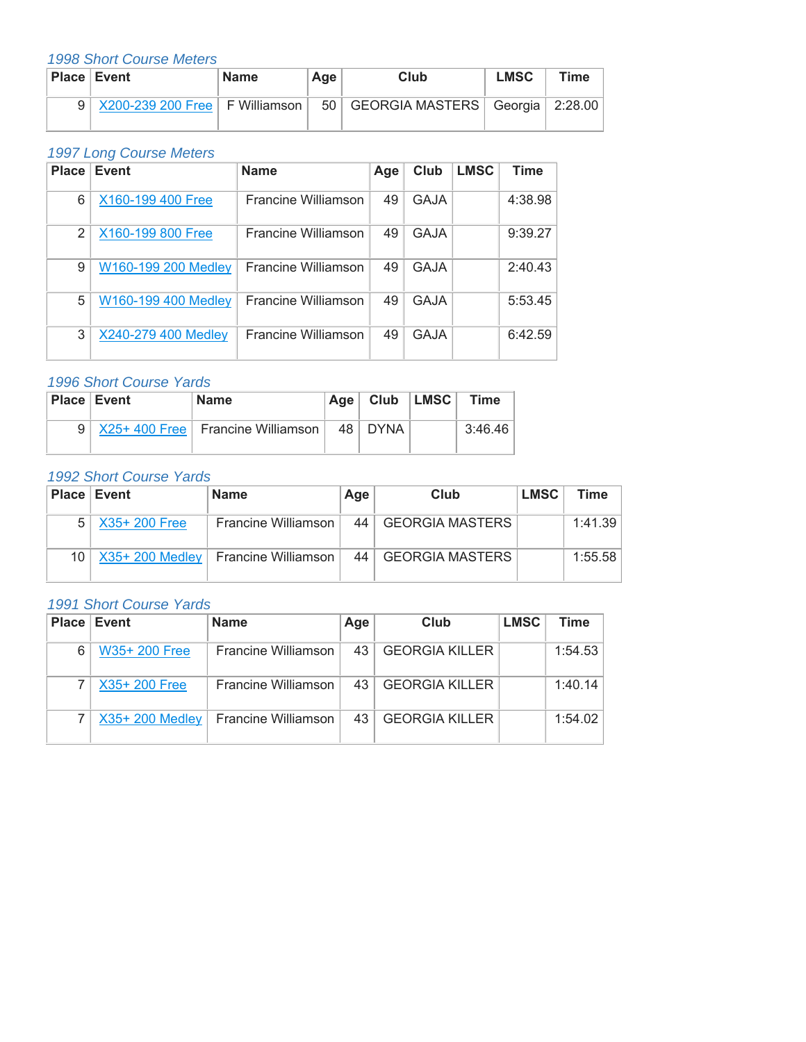*1998 Short Course Meters*

| Place | Event | Name | Age | Club | LMSC | Time |
|---|---|---|---|---|---|---|
| 9 | X200-239 200 Free | F Williamson | 50 | GEORGIA MASTERS | Georgia | 2:28.00 |

*1997 Long Course Meters*

| Place | Event | Name | Age | Club | LMSC | Time |
|---|---|---|---|---|---|---|
| 6 | X160-199 400 Free | Francine Williamson | 49 | GAJA | | 4:38.98 |
| 2 | X160-199 800 Free | Francine Williamson | 49 | GAJA | | 9:39.27 |
| 9 | W160-199 200 Medley | Francine Williamson | 49 | GAJA | | 2:40.43 |
| 5 | W160-199 400 Medley | Francine Williamson | 49 | GAJA | | 5:53.45 |
| 3 | X240-279 400 Medley | Francine Williamson | 49 | GAJA | | 6:42.59 |

*1996 Short Course Yards*

| Place | Event | Name | Age | Club | LMSC | Time |
|---|---|---|---|---|---|---|
| 9 | X25+ 400 Free | Francine Williamson | 48 | DYNA | | 3:46.46 |

*1992 Short Course Yards*

| Place | Event | Name | Age | Club | LMSC | Time |
|---|---|---|---|---|---|---|
| 5 | X35+ 200 Free | Francine Williamson | 44 | GEORGIA MASTERS | | 1:41.39 |
| 10 | X35+ 200 Medley | Francine Williamson | 44 | GEORGIA MASTERS | | 1:55.58 |

*1991 Short Course Yards*

| Place | Event | Name | Age | Club | LMSC | Time |
|---|---|---|---|---|---|---|
| 6 | W35+ 200 Free | Francine Williamson | 43 | GEORGIA KILLER | | 1:54.53 |
| 7 | X35+ 200 Free | Francine Williamson | 43 | GEORGIA KILLER | | 1:40.14 |
| 7 | X35+ 200 Medley | Francine Williamson | 43 | GEORGIA KILLER | | 1:54.02 |